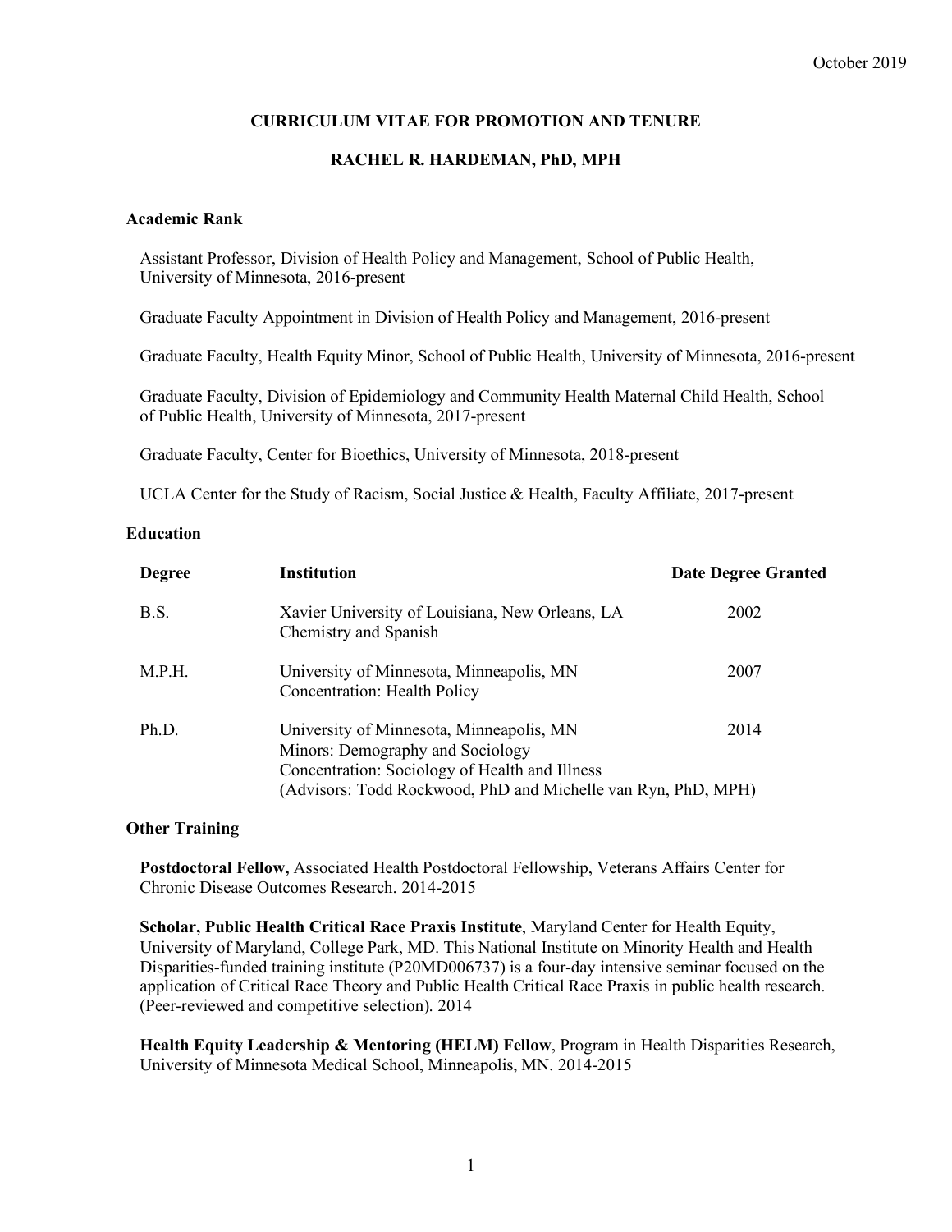October 2019

# CURRICULUM VITAE FOR PROMOTION AND TENURE

## RACHEL R. HARDEMAN, PhD, MPH

### Academic Rank

Assistant Professor, Division of Health Policy and Management, School of Public Health, University of Minnesota, 2016-present

Graduate Faculty Appointment in Division of Health Policy and Management, 2016-present

Graduate Faculty, Health Equity Minor, School of Public Health, University of Minnesota, 2016-present

Graduate Faculty, Division of Epidemiology and Community Health Maternal Child Health, School of Public Health, University of Minnesota, 2017-present

Graduate Faculty, Center for Bioethics, University of Minnesota, 2018-present

UCLA Center for the Study of Racism, Social Justice & Health, Faculty Affiliate, 2017-present

### Education

| Degree | Institution | Date Degree Granted |
|---|---|---|
| B.S. | Xavier University of Louisiana, New Orleans, LA<br>Chemistry and Spanish | 2002 |
| M.P.H. | University of Minnesota, Minneapolis, MN<br>Concentration: Health Policy | 2007 |
| Ph.D. | University of Minnesota, Minneapolis, MN<br>Minors: Demography and Sociology<br>Concentration: Sociology of Health and Illness<br>(Advisors: Todd Rockwood, PhD and Michelle van Ryn, PhD, MPH) | 2014 |

### Other Training

**Postdoctoral Fellow,** Associated Health Postdoctoral Fellowship, Veterans Affairs Center for Chronic Disease Outcomes Research. 2014-2015

**Scholar, Public Health Critical Race Praxis Institute**, Maryland Center for Health Equity, University of Maryland, College Park, MD. This National Institute on Minority Health and Health Disparities-funded training institute (P20MD006737) is a four-day intensive seminar focused on the application of Critical Race Theory and Public Health Critical Race Praxis in public health research. (Peer-reviewed and competitive selection). 2014

**Health Equity Leadership & Mentoring (HELM) Fellow**, Program in Health Disparities Research, University of Minnesota Medical School, Minneapolis, MN. 2014-2015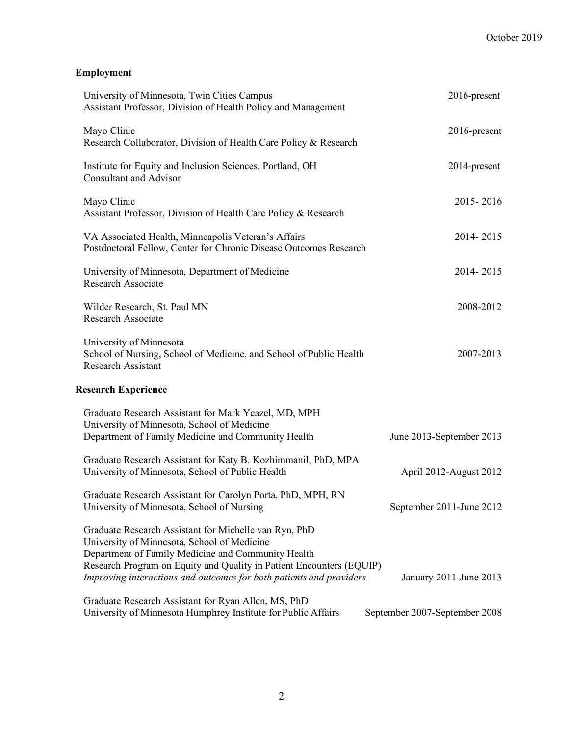October 2019

## Employment

University of Minnesota, Twin Cities Campus — 2016-present
Assistant Professor, Division of Health Policy and Management

Mayo Clinic — 2016-present
Research Collaborator, Division of Health Care Policy & Research

Institute for Equity and Inclusion Sciences, Portland, OH — 2014-present
Consultant and Advisor

Mayo Clinic — 2015- 2016
Assistant Professor, Division of Health Care Policy & Research

VA Associated Health, Minneapolis Veteran's Affairs — 2014- 2015
Postdoctoral Fellow, Center for Chronic Disease Outcomes Research

University of Minnesota, Department of Medicine — 2014- 2015
Research Associate

Wilder Research, St. Paul MN — 2008-2012
Research Associate

University of Minnesota
School of Nursing, School of Medicine, and School of Public Health — 2007-2013
Research Assistant

## Research Experience

Graduate Research Assistant for Mark Yeazel, MD, MPH
University of Minnesota, School of Medicine
Department of Family Medicine and Community Health — June 2013-September 2013

Graduate Research Assistant for Katy B. Kozhimmanil, PhD, MPA
University of Minnesota, School of Public Health — April 2012-August 2012

Graduate Research Assistant for Carolyn Porta, PhD, MPH, RN
University of Minnesota, School of Nursing — September 2011-June 2012

Graduate Research Assistant for Michelle van Ryn, PhD
University of Minnesota, School of Medicine
Department of Family Medicine and Community Health
Research Program on Equity and Quality in Patient Encounters (EQUIP)
*Improving interactions and outcomes for both patients and providers* — January 2011-June 2013

Graduate Research Assistant for Ryan Allen, MS, PhD
University of Minnesota Humphrey Institute for Public Affairs — September 2007-September 2008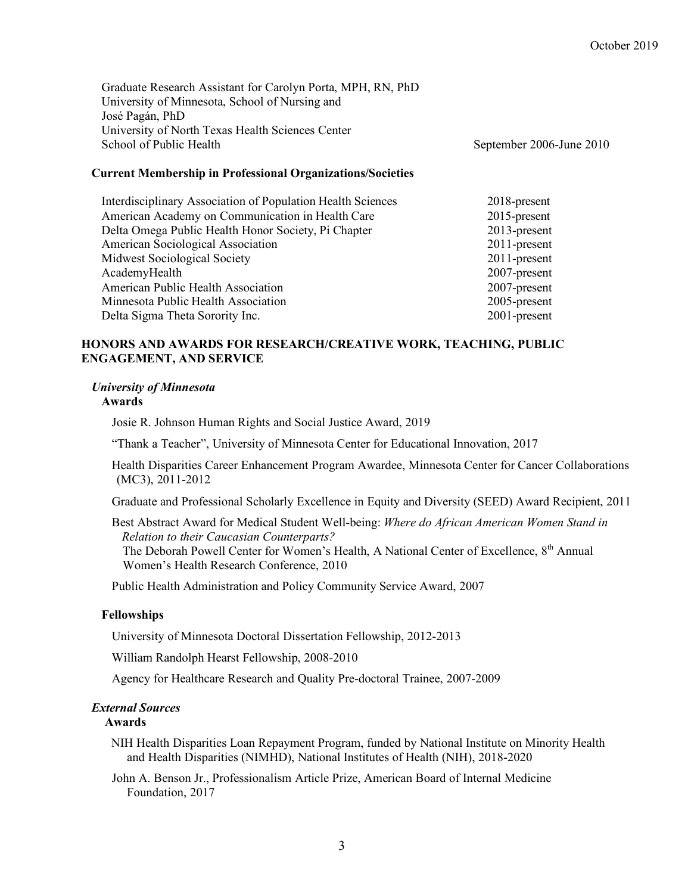Graduate Research Assistant for Carolyn Porta, MPH, RN, PhD
University of Minnesota, School of Nursing and
José Pagán, PhD
University of North Texas Health Sciences Center
School of Public Health — September 2006-June 2010

**Current Membership in Professional Organizations/Societies**

| Organization | Years |
|---|---|
| Interdisciplinary Association of Population Health Sciences | 2018-present |
| American Academy on Communication in Health Care | 2015-present |
| Delta Omega Public Health Honor Society, Pi Chapter | 2013-present |
| American Sociological Association | 2011-present |
| Midwest Sociological Society | 2011-present |
| AcademyHealth | 2007-present |
| American Public Health Association | 2007-present |
| Minnesota Public Health Association | 2005-present |
| Delta Sigma Theta Sorority Inc. | 2001-present |

## HONORS AND AWARDS FOR RESEARCH/CREATIVE WORK, TEACHING, PUBLIC ENGAGEMENT, AND SERVICE

### *University of Minnesota*

**Awards**

Josie R. Johnson Human Rights and Social Justice Award, 2019

"Thank a Teacher", University of Minnesota Center for Educational Innovation, 2017

Health Disparities Career Enhancement Program Awardee, Minnesota Center for Cancer Collaborations (MC3), 2011-2012

Graduate and Professional Scholarly Excellence in Equity and Diversity (SEED) Award Recipient, 2011

Best Abstract Award for Medical Student Well-being: *Where do African American Women Stand in Relation to their Caucasian Counterparts?*
The Deborah Powell Center for Women's Health, A National Center of Excellence, 8th Annual Women's Health Research Conference, 2010

Public Health Administration and Policy Community Service Award, 2007

**Fellowships**

University of Minnesota Doctoral Dissertation Fellowship, 2012-2013

William Randolph Hearst Fellowship, 2008-2010

Agency for Healthcare Research and Quality Pre-doctoral Trainee, 2007-2009

### *External Sources*

**Awards**

NIH Health Disparities Loan Repayment Program, funded by National Institute on Minority Health and Health Disparities (NIMHD), National Institutes of Health (NIH), 2018-2020

John A. Benson Jr., Professionalism Article Prize, American Board of Internal Medicine Foundation, 2017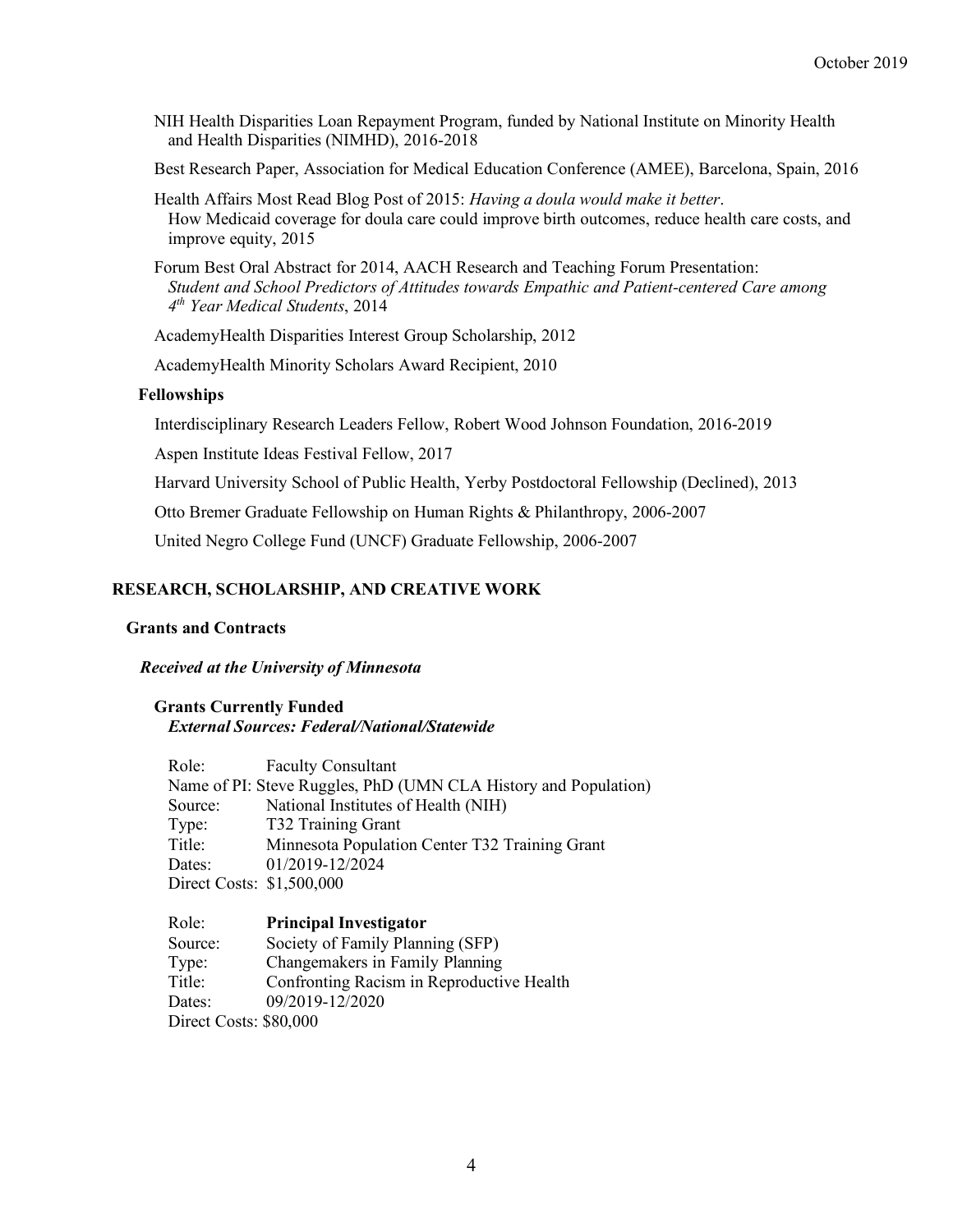NIH Health Disparities Loan Repayment Program, funded by National Institute on Minority Health and Health Disparities (NIMHD), 2016-2018

Best Research Paper, Association for Medical Education Conference (AMEE), Barcelona, Spain, 2016

Health Affairs Most Read Blog Post of 2015: *Having a doula would make it better*. How Medicaid coverage for doula care could improve birth outcomes, reduce health care costs, and improve equity, 2015

Forum Best Oral Abstract for 2014, AACH Research and Teaching Forum Presentation: *Student and School Predictors of Attitudes towards Empathic and Patient-centered Care among 4th Year Medical Students*, 2014

AcademyHealth Disparities Interest Group Scholarship, 2012

AcademyHealth Minority Scholars Award Recipient, 2010

**Fellowships**

Interdisciplinary Research Leaders Fellow, Robert Wood Johnson Foundation, 2016-2019

Aspen Institute Ideas Festival Fellow, 2017

Harvard University School of Public Health, Yerby Postdoctoral Fellowship (Declined), 2013

Otto Bremer Graduate Fellowship on Human Rights & Philanthropy, 2006-2007

United Negro College Fund (UNCF) Graduate Fellowship, 2006-2007

## RESEARCH, SCHOLARSHIP, AND CREATIVE WORK

### Grants and Contracts

***Received at the University of Minnesota***

**Grants Currently Funded**
***External Sources: Federal/National/Statewide***

Role: Faculty Consultant
Name of PI: Steve Ruggles, PhD (UMN CLA History and Population)
Source: National Institutes of Health (NIH)
Type: T32 Training Grant
Title: Minnesota Population Center T32 Training Grant
Dates: 01/2019-12/2024
Direct Costs: $1,500,000

Role: **Principal Investigator**
Source: Society of Family Planning (SFP)
Type: Changemakers in Family Planning
Title: Confronting Racism in Reproductive Health
Dates: 09/2019-12/2020
Direct Costs: $80,000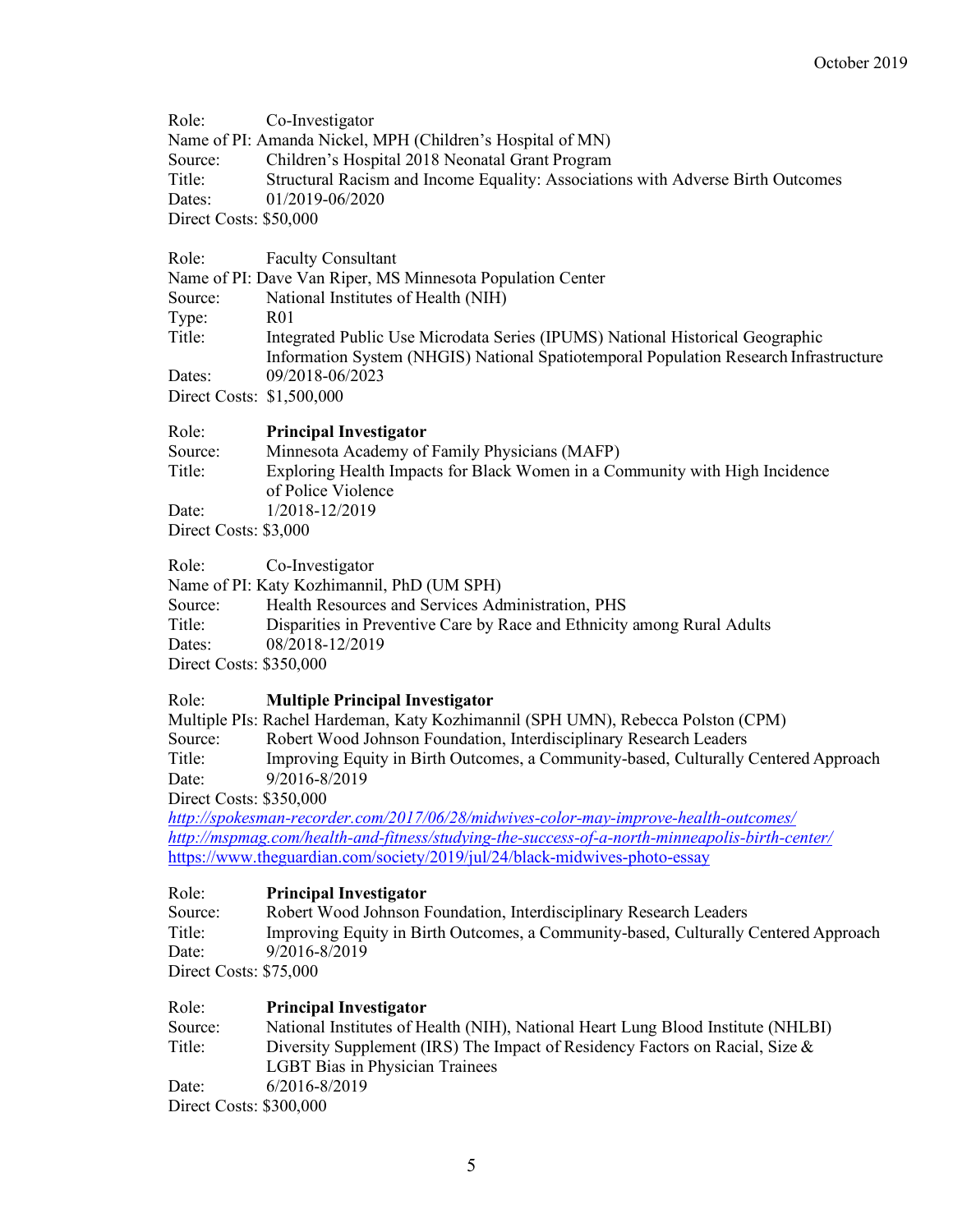Role: Co-Investigator
Name of PI: Amanda Nickel, MPH (Children's Hospital of MN)
Source: Children's Hospital 2018 Neonatal Grant Program
Title: Structural Racism and Income Equality: Associations with Adverse Birth Outcomes
Dates: 01/2019-06/2020
Direct Costs: $50,000

Role: Faculty Consultant
Name of PI: Dave Van Riper, MS Minnesota Population Center
Source: National Institutes of Health (NIH)
Type: R01
Title: Integrated Public Use Microdata Series (IPUMS) National Historical Geographic Information System (NHGIS) National Spatiotemporal Population Research Infrastructure
Dates: 09/2018-06/2023
Direct Costs: $1,500,000

Role: **Principal Investigator**
Source: Minnesota Academy of Family Physicians (MAFP)
Title: Exploring Health Impacts for Black Women in a Community with High Incidence of Police Violence
Date: 1/2018-12/2019
Direct Costs: $3,000

Role: Co-Investigator
Name of PI: Katy Kozhimannil, PhD (UM SPH)
Source: Health Resources and Services Administration, PHS
Title: Disparities in Preventive Care by Race and Ethnicity among Rural Adults
Dates: 08/2018-12/2019
Direct Costs: $350,000

Role: **Multiple Principal Investigator**
Multiple PIs: Rachel Hardeman, Katy Kozhimannil (SPH UMN), Rebecca Polston (CPM)
Source: Robert Wood Johnson Foundation, Interdisciplinary Research Leaders
Title: Improving Equity in Birth Outcomes, a Community-based, Culturally Centered Approach
Date: 9/2016-8/2019
Direct Costs: $350,000
*http://spokesman-recorder.com/2017/06/28/midwives-color-may-improve-health-outcomes/*
*http://mspmag.com/health-and-fitness/studying-the-success-of-a-north-minneapolis-birth-center/*
https://www.theguardian.com/society/2019/jul/24/black-midwives-photo-essay

Role: **Principal Investigator**
Source: Robert Wood Johnson Foundation, Interdisciplinary Research Leaders
Title: Improving Equity in Birth Outcomes, a Community-based, Culturally Centered Approach
Date: 9/2016-8/2019
Direct Costs: $75,000

Role: **Principal Investigator**
Source: National Institutes of Health (NIH), National Heart Lung Blood Institute (NHLBI)
Title: Diversity Supplement (IRS) The Impact of Residency Factors on Racial, Size & LGBT Bias in Physician Trainees
Date: 6/2016-8/2019
Direct Costs: $300,000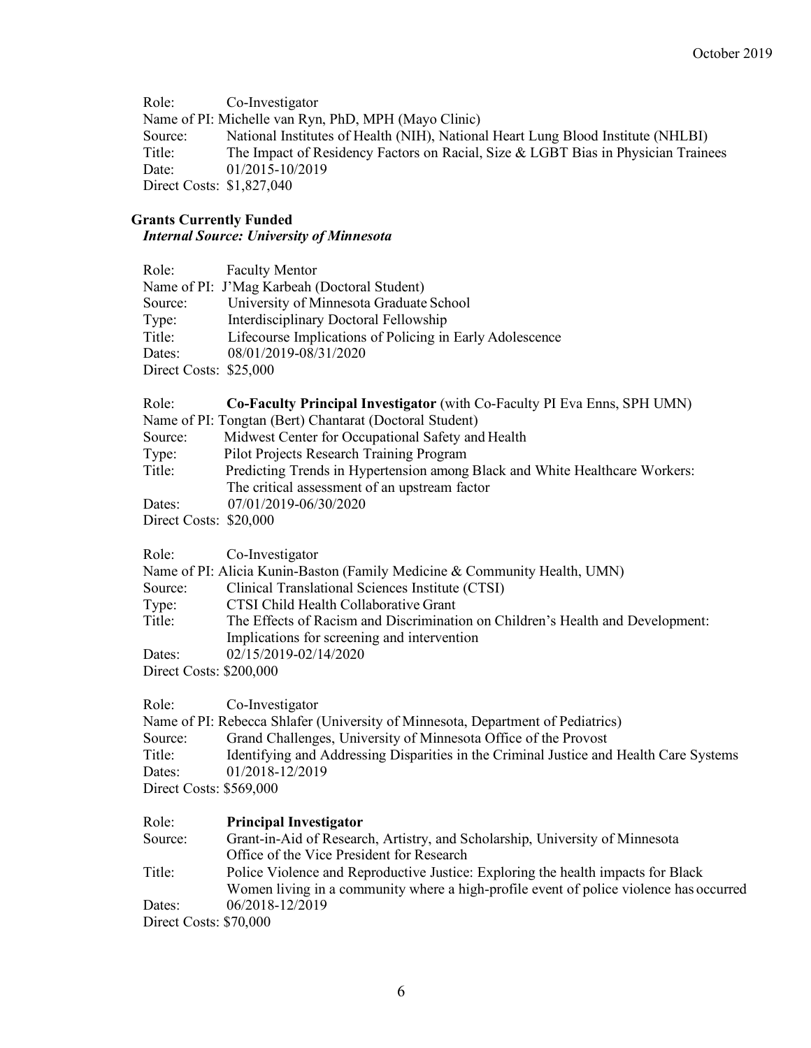Role: Co-Investigator
Name of PI: Michelle van Ryn, PhD, MPH (Mayo Clinic)
Source: National Institutes of Health (NIH), National Heart Lung Blood Institute (NHLBI)
Title: The Impact of Residency Factors on Racial, Size & LGBT Bias in Physician Trainees
Date: 01/2015-10/2019
Direct Costs: $1,827,040

**Grants Currently Funded**
***Internal Source: University of Minnesota***

Role: Faculty Mentor
Name of PI: J'Mag Karbeah (Doctoral Student)
Source: University of Minnesota Graduate School
Type: Interdisciplinary Doctoral Fellowship
Title: Lifecourse Implications of Policing in Early Adolescence
Dates: 08/01/2019-08/31/2020
Direct Costs: $25,000

Role: **Co-Faculty Principal Investigator** (with Co-Faculty PI Eva Enns, SPH UMN)
Name of PI: Tongtan (Bert) Chantarat (Doctoral Student)
Source: Midwest Center for Occupational Safety and Health
Type: Pilot Projects Research Training Program
Title: Predicting Trends in Hypertension among Black and White Healthcare Workers: The critical assessment of an upstream factor
Dates: 07/01/2019-06/30/2020
Direct Costs: $20,000

Role: Co-Investigator
Name of PI: Alicia Kunin-Baston (Family Medicine & Community Health, UMN)
Source: Clinical Translational Sciences Institute (CTSI)
Type: CTSI Child Health Collaborative Grant
Title: The Effects of Racism and Discrimination on Children's Health and Development: Implications for screening and intervention
Dates: 02/15/2019-02/14/2020
Direct Costs: $200,000

Role: Co-Investigator
Name of PI: Rebecca Shlafer (University of Minnesota, Department of Pediatrics)
Source: Grand Challenges, University of Minnesota Office of the Provost
Title: Identifying and Addressing Disparities in the Criminal Justice and Health Care Systems
Dates: 01/2018-12/2019
Direct Costs: $569,000

Role: **Principal Investigator**
Source: Grant-in-Aid of Research, Artistry, and Scholarship, University of Minnesota Office of the Vice President for Research
Title: Police Violence and Reproductive Justice: Exploring the health impacts for Black Women living in a community where a high-profile event of police violence has occurred
Dates: 06/2018-12/2019
Direct Costs: $70,000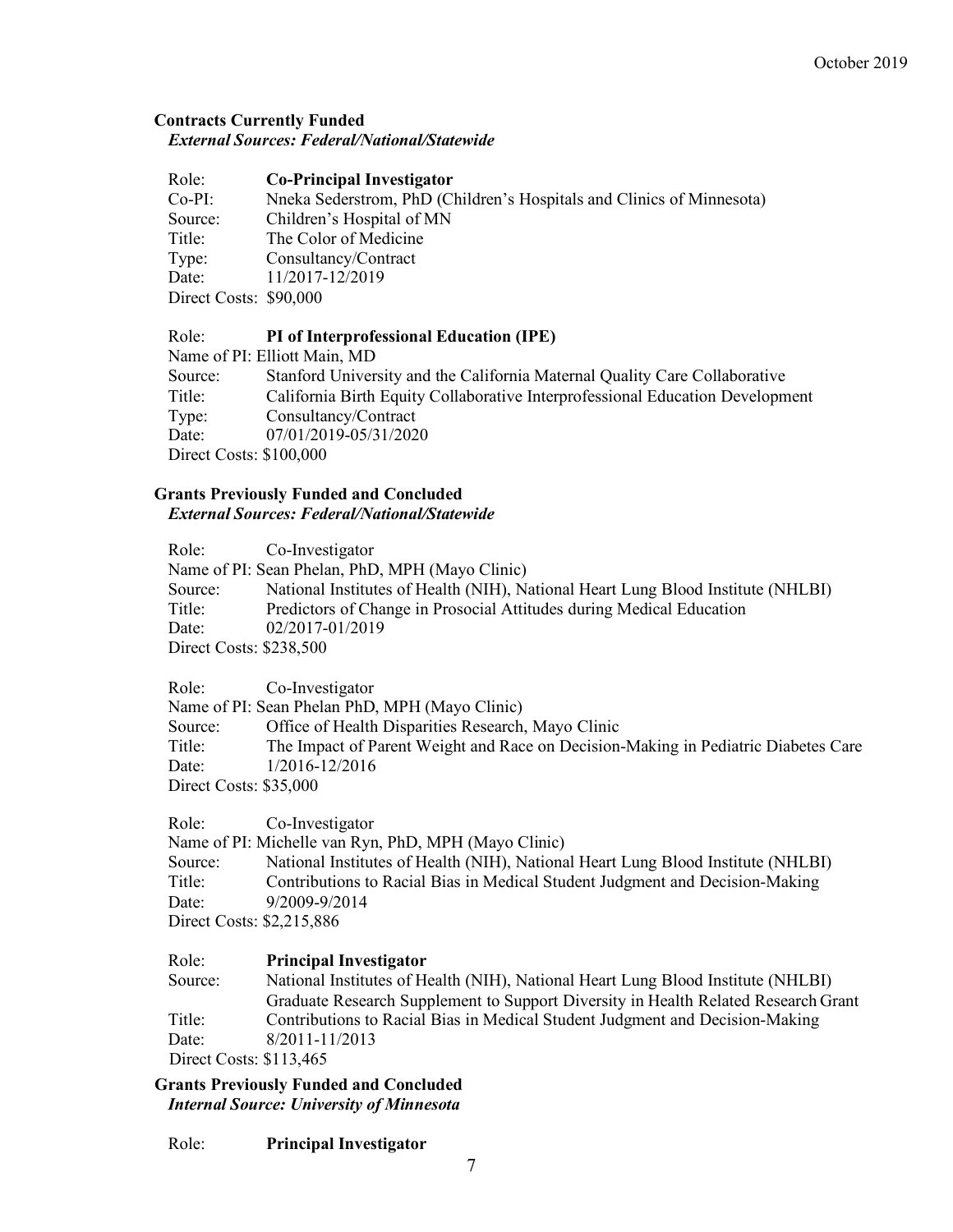**Contracts Currently Funded**

***External Sources: Federal/National/Statewide***

Role: **Co-Principal Investigator**
Co-PI: Nneka Sederstrom, PhD (Children's Hospitals and Clinics of Minnesota)
Source: Children's Hospital of MN
Title: The Color of Medicine
Type: Consultancy/Contract
Date: 11/2017-12/2019
Direct Costs: $90,000

Role: **PI of Interprofessional Education (IPE)**
Name of PI: Elliott Main, MD
Source: Stanford University and the California Maternal Quality Care Collaborative
Title: California Birth Equity Collaborative Interprofessional Education Development
Type: Consultancy/Contract
Date: 07/01/2019-05/31/2020
Direct Costs: $100,000

**Grants Previously Funded and Concluded**

***External Sources: Federal/National/Statewide***

Role: Co-Investigator
Name of PI: Sean Phelan, PhD, MPH (Mayo Clinic)
Source: National Institutes of Health (NIH), National Heart Lung Blood Institute (NHLBI)
Title: Predictors of Change in Prosocial Attitudes during Medical Education
Date: 02/2017-01/2019
Direct Costs: $238,500

Role: Co-Investigator
Name of PI: Sean Phelan PhD, MPH (Mayo Clinic)
Source: Office of Health Disparities Research, Mayo Clinic
Title: The Impact of Parent Weight and Race on Decision-Making in Pediatric Diabetes Care
Date: 1/2016-12/2016
Direct Costs: $35,000

Role: Co-Investigator
Name of PI: Michelle van Ryn, PhD, MPH (Mayo Clinic)
Source: National Institutes of Health (NIH), National Heart Lung Blood Institute (NHLBI)
Title: Contributions to Racial Bias in Medical Student Judgment and Decision-Making
Date: 9/2009-9/2014
Direct Costs: $2,215,886

Role: **Principal Investigator**
Source: National Institutes of Health (NIH), National Heart Lung Blood Institute (NHLBI) Graduate Research Supplement to Support Diversity in Health Related Research Grant
Title: Contributions to Racial Bias in Medical Student Judgment and Decision-Making
Date: 8/2011-11/2013
Direct Costs: $113,465

**Grants Previously Funded and Concluded**

***Internal Source: University of Minnesota***

Role: **Principal Investigator**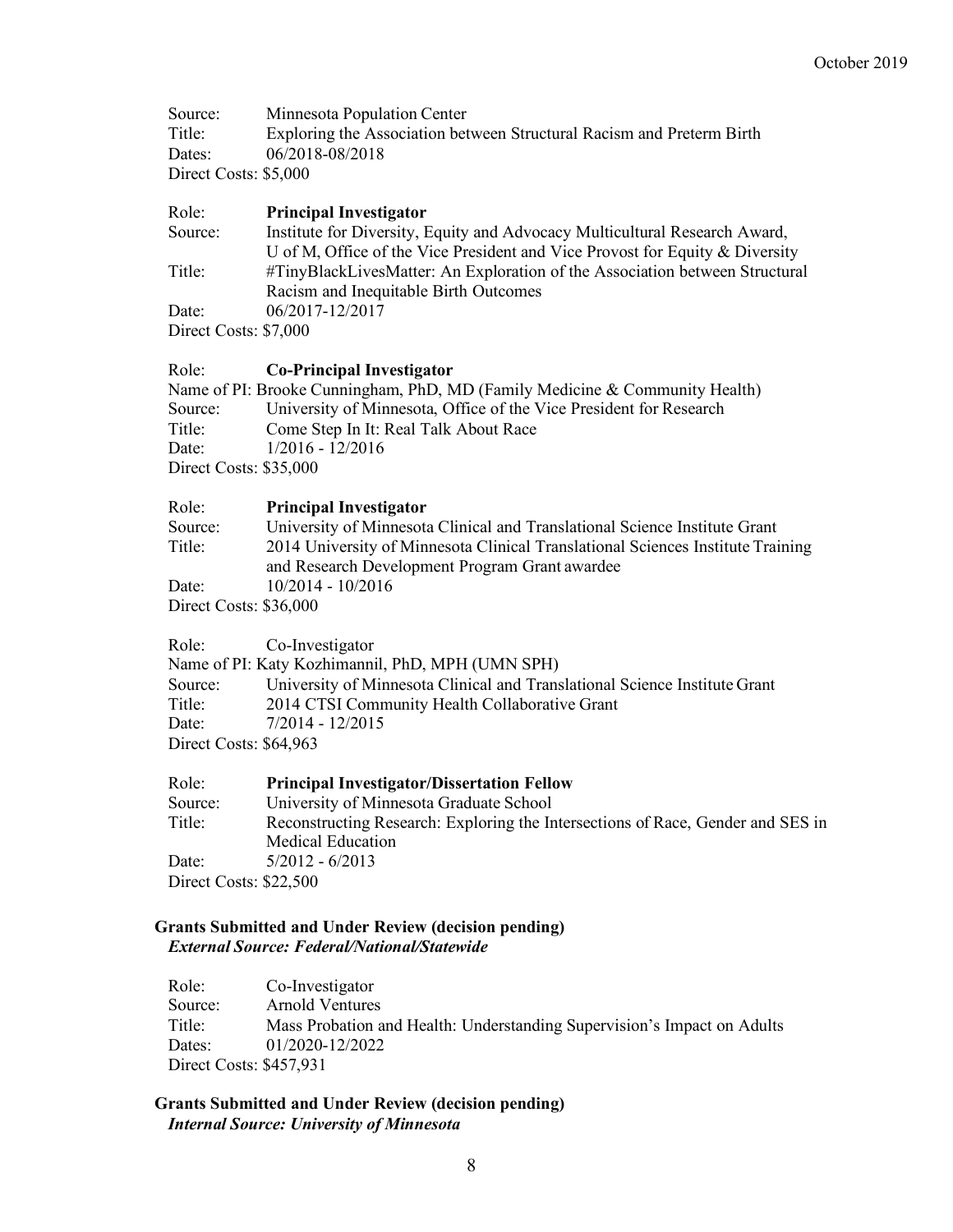Source: Minnesota Population Center
Title: Exploring the Association between Structural Racism and Preterm Birth
Dates: 06/2018-08/2018
Direct Costs: $5,000

Role: **Principal Investigator**
Source: Institute for Diversity, Equity and Advocacy Multicultural Research Award, U of M, Office of the Vice President and Vice Provost for Equity & Diversity
Title: #TinyBlackLivesMatter: An Exploration of the Association between Structural Racism and Inequitable Birth Outcomes
Date: 06/2017-12/2017
Direct Costs: $7,000

Role: **Co-Principal Investigator**
Name of PI: Brooke Cunningham, PhD, MD (Family Medicine & Community Health)
Source: University of Minnesota, Office of the Vice President for Research
Title: Come Step In It: Real Talk About Race
Date: 1/2016 - 12/2016
Direct Costs: $35,000

Role: **Principal Investigator**
Source: University of Minnesota Clinical and Translational Science Institute Grant
Title: 2014 University of Minnesota Clinical Translational Sciences Institute Training and Research Development Program Grant awardee
Date: 10/2014 - 10/2016
Direct Costs: $36,000

Role: Co-Investigator
Name of PI: Katy Kozhimannil, PhD, MPH (UMN SPH)
Source: University of Minnesota Clinical and Translational Science Institute Grant
Title: 2014 CTSI Community Health Collaborative Grant
Date: 7/2014 - 12/2015
Direct Costs: $64,963

Role: **Principal Investigator/Dissertation Fellow**
Source: University of Minnesota Graduate School
Title: Reconstructing Research: Exploring the Intersections of Race, Gender and SES in Medical Education
Date: 5/2012 - 6/2013
Direct Costs: $22,500

**Grants Submitted and Under Review (decision pending)**
***External Source: Federal/National/Statewide***

Role: Co-Investigator
Source: Arnold Ventures
Title: Mass Probation and Health: Understanding Supervision's Impact on Adults
Dates: 01/2020-12/2022
Direct Costs: $457,931

**Grants Submitted and Under Review (decision pending)**
***Internal Source: University of Minnesota***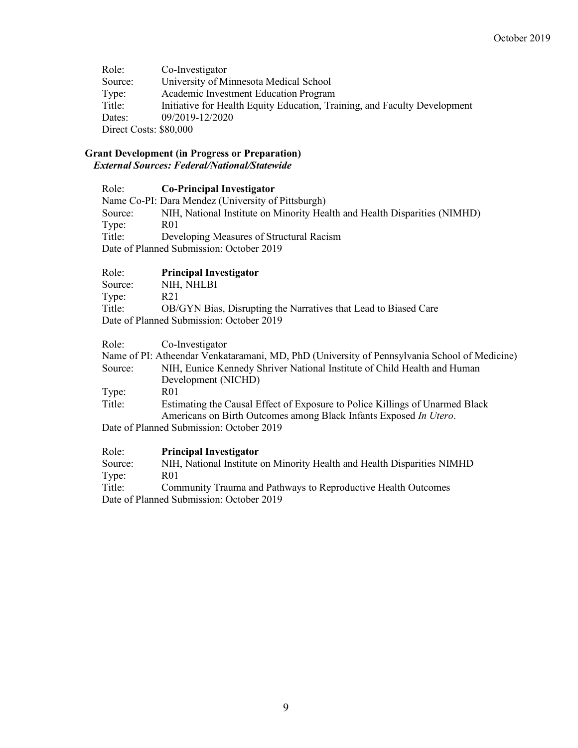Role: Co-Investigator
Source: University of Minnesota Medical School
Type: Academic Investment Education Program
Title: Initiative for Health Equity Education, Training, and Faculty Development
Dates: 09/2019-12/2020
Direct Costs: $80,000

**Grant Development (in Progress or Preparation)**
***External Sources: Federal/National/Statewide***

Role: **Co-Principal Investigator**
Name Co-PI: Dara Mendez (University of Pittsburgh)
Source: NIH, National Institute on Minority Health and Health Disparities (NIMHD)
Type: R01
Title: Developing Measures of Structural Racism
Date of Planned Submission: October 2019

Role: **Principal Investigator**
Source: NIH, NHLBI
Type: R21
Title: OB/GYN Bias, Disrupting the Narratives that Lead to Biased Care
Date of Planned Submission: October 2019

Role: Co-Investigator
Name of PI: Atheendar Venkataramani, MD, PhD (University of Pennsylvania School of Medicine)
Source: NIH, Eunice Kennedy Shriver National Institute of Child Health and Human Development (NICHD)
Type: R01
Title: Estimating the Causal Effect of Exposure to Police Killings of Unarmed Black Americans on Birth Outcomes among Black Infants Exposed *In Utero*.
Date of Planned Submission: October 2019

Role: **Principal Investigator**
Source: NIH, National Institute on Minority Health and Health Disparities NIMHD
Type: R01
Title: Community Trauma and Pathways to Reproductive Health Outcomes
Date of Planned Submission: October 2019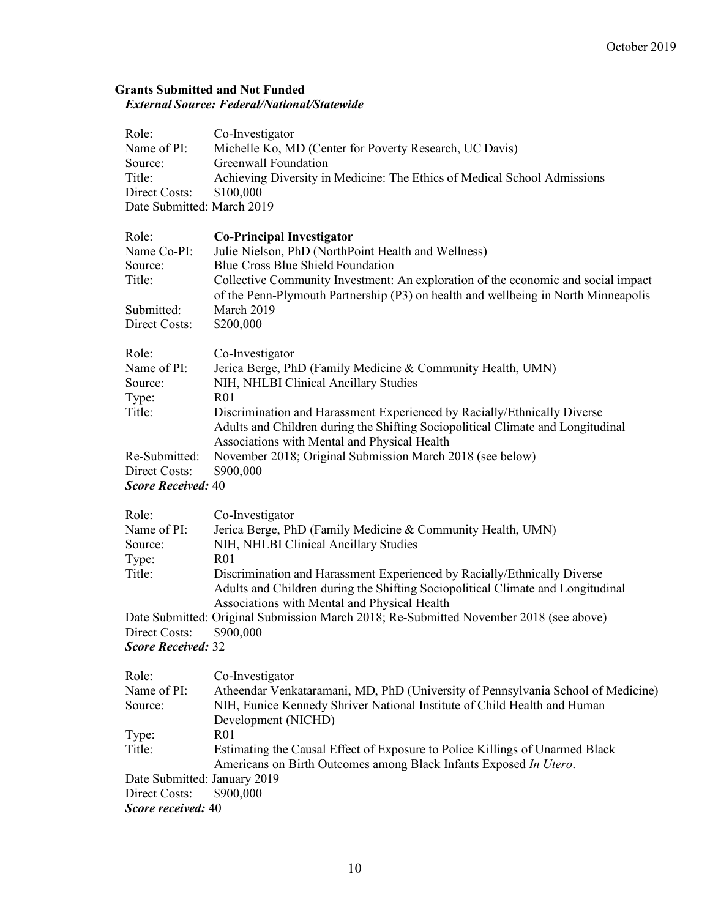**Grants Submitted and Not Funded**

***External Source: Federal/National/Statewide***

Role: Co-Investigator
Name of PI: Michelle Ko, MD (Center for Poverty Research, UC Davis)
Source: Greenwall Foundation
Title: Achieving Diversity in Medicine: The Ethics of Medical School Admissions
Direct Costs: $100,000
Date Submitted: March 2019

Role: **Co-Principal Investigator**
Name Co-PI: Julie Nielson, PhD (NorthPoint Health and Wellness)
Source: Blue Cross Blue Shield Foundation
Title: Collective Community Investment: An exploration of the economic and social impact of the Penn-Plymouth Partnership (P3) on health and wellbeing in North Minneapolis
Submitted: March 2019
Direct Costs: $200,000

Role: Co-Investigator
Name of PI: Jerica Berge, PhD (Family Medicine & Community Health, UMN)
Source: NIH, NHLBI Clinical Ancillary Studies
Type: R01
Title: Discrimination and Harassment Experienced by Racially/Ethnically Diverse Adults and Children during the Shifting Sociopolitical Climate and Longitudinal Associations with Mental and Physical Health
Re-Submitted: November 2018; Original Submission March 2018 (see below)
Direct Costs: $900,000
***Score Received:*** 40

Role: Co-Investigator
Name of PI: Jerica Berge, PhD (Family Medicine & Community Health, UMN)
Source: NIH, NHLBI Clinical Ancillary Studies
Type: R01
Title: Discrimination and Harassment Experienced by Racially/Ethnically Diverse Adults and Children during the Shifting Sociopolitical Climate and Longitudinal Associations with Mental and Physical Health
Date Submitted: Original Submission March 2018; Re-Submitted November 2018 (see above)
Direct Costs: $900,000
***Score Received:*** 32

Role: Co-Investigator
Name of PI: Atheendar Venkataramani, MD, PhD (University of Pennsylvania School of Medicine)
Source: NIH, Eunice Kennedy Shriver National Institute of Child Health and Human Development (NICHD)
Type: R01
Title: Estimating the Causal Effect of Exposure to Police Killings of Unarmed Black Americans on Birth Outcomes among Black Infants Exposed *In Utero*.
Date Submitted: January 2019
Direct Costs: $900,000
***Score received:*** 40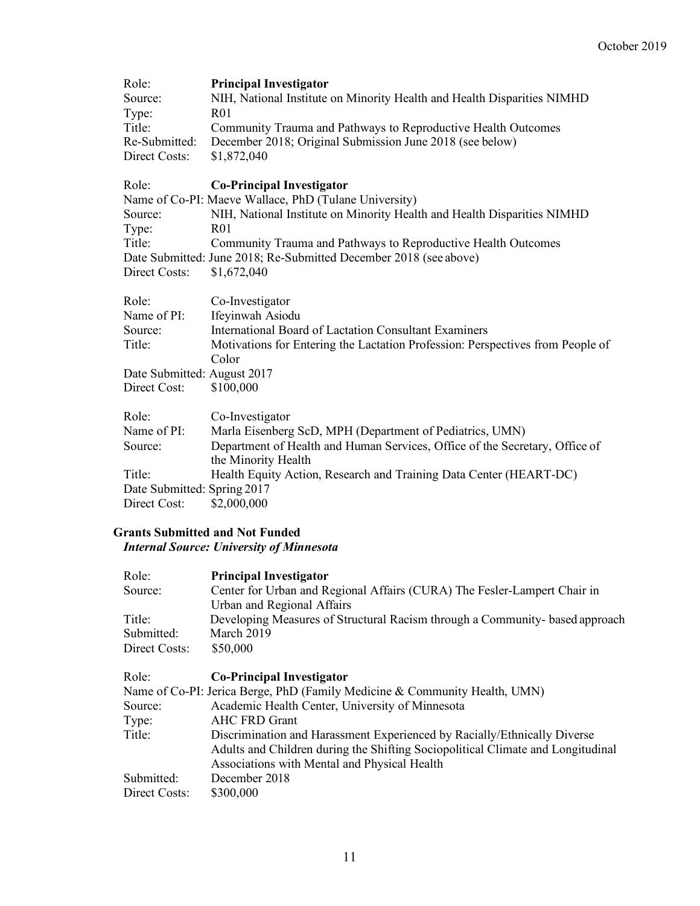| | |
|---|---|
| Role: | **Principal Investigator** |
| Source: | NIH, National Institute on Minority Health and Health Disparities NIMHD |
| Type: | R01 |
| Title: | Community Trauma and Pathways to Reproductive Health Outcomes |
| Re-Submitted: | December 2018; Original Submission June 2018 (see below) |
| Direct Costs: | $1,872,040 |

| | |
|---|---|
| Role: | **Co-Principal Investigator** |
| Name of Co-PI: | Maeve Wallace, PhD (Tulane University) |
| Source: | NIH, National Institute on Minority Health and Health Disparities NIMHD |
| Type: | R01 |
| Title: | Community Trauma and Pathways to Reproductive Health Outcomes |
| Date Submitted: | June 2018; Re-Submitted December 2018 (see above) |
| Direct Costs: | $1,672,040 |

| | |
|---|---|
| Role: | Co-Investigator |
| Name of PI: | Ifeyinwah Asiodu |
| Source: | International Board of Lactation Consultant Examiners |
| Title: | Motivations for Entering the Lactation Profession: Perspectives from People of Color |
| Date Submitted: | August 2017 |
| Direct Cost: | $100,000 |

| | |
|---|---|
| Role: | Co-Investigator |
| Name of PI: | Marla Eisenberg ScD, MPH (Department of Pediatrics, UMN) |
| Source: | Department of Health and Human Services, Office of the Secretary, Office of the Minority Health |
| Title: | Health Equity Action, Research and Training Data Center (HEART-DC) |
| Date Submitted: | Spring 2017 |
| Direct Cost: | $2,000,000 |

**Grants Submitted and Not Funded**

***Internal Source: University of Minnesota***

| | |
|---|---|
| Role: | **Principal Investigator** |
| Source: | Center for Urban and Regional Affairs (CURA) The Fesler-Lampert Chair in Urban and Regional Affairs |
| Title: | Developing Measures of Structural Racism through a Community- based approach |
| Submitted: | March 2019 |
| Direct Costs: | $50,000 |

| | |
|---|---|
| Role: | **Co-Principal Investigator** |
| Name of Co-PI: | Jerica Berge, PhD (Family Medicine & Community Health, UMN) |
| Source: | Academic Health Center, University of Minnesota |
| Type: | AHC FRD Grant |
| Title: | Discrimination and Harassment Experienced by Racially/Ethnically Diverse Adults and Children during the Shifting Sociopolitical Climate and Longitudinal Associations with Mental and Physical Health |
| Submitted: | December 2018 |
| Direct Costs: | $300,000 |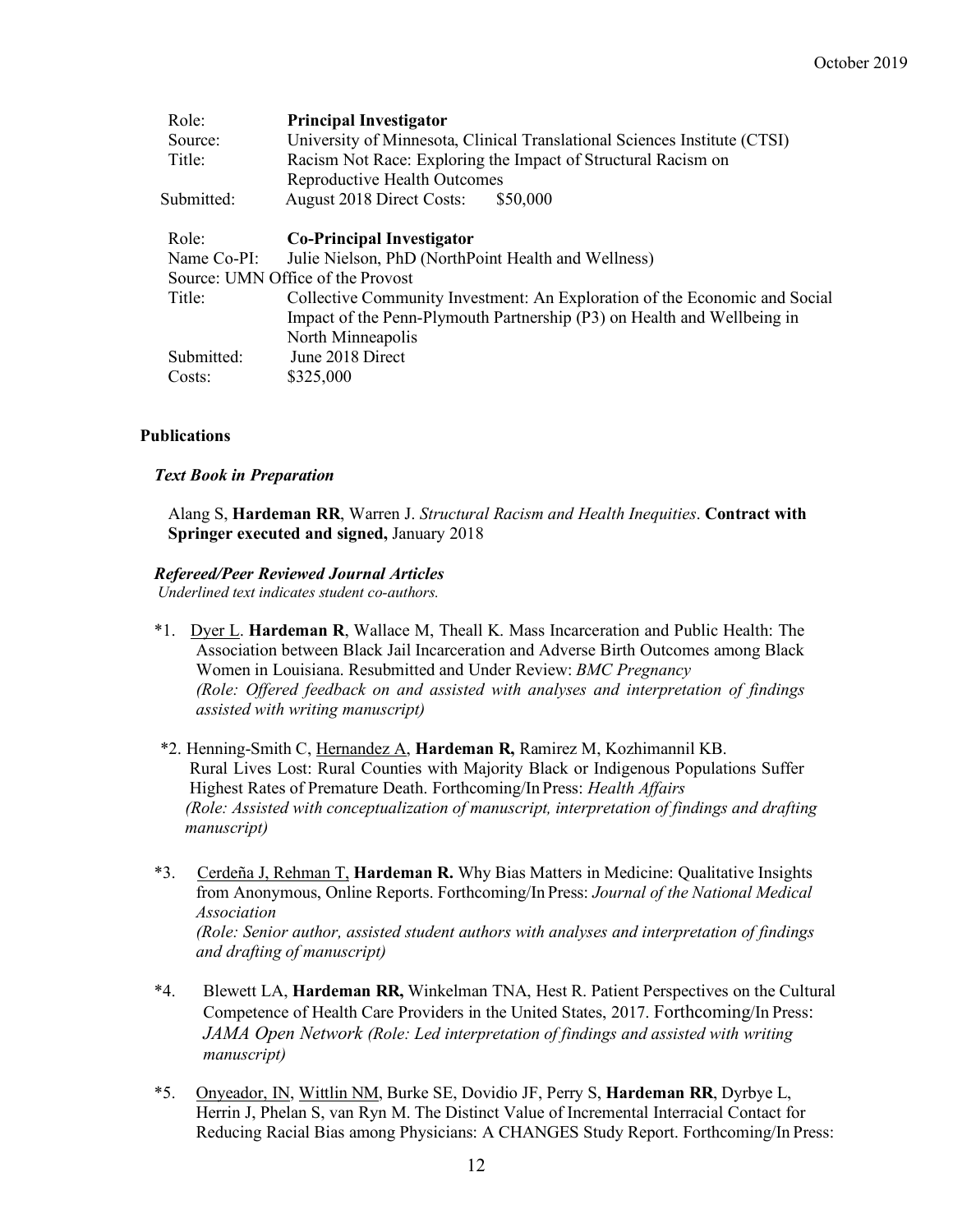Role: **Principal Investigator**
Source: University of Minnesota, Clinical Translational Sciences Institute (CTSI)
Title: Racism Not Race: Exploring the Impact of Structural Racism on Reproductive Health Outcomes
Submitted: August 2018 Direct Costs: $50,000

Role: **Co-Principal Investigator**
Name Co-PI: Julie Nielson, PhD (NorthPoint Health and Wellness)
Source: UMN Office of the Provost
Title: Collective Community Investment: An Exploration of the Economic and Social Impact of the Penn-Plymouth Partnership (P3) on Health and Wellbeing in North Minneapolis
Submitted: June 2018 Direct
Costs: $325,000

## Publications

### *Text Book in Preparation*

Alang S, **Hardeman RR**, Warren J. *Structural Racism and Health Inequities*. **Contract with Springer executed and signed,** January 2018

### *Refereed/Peer Reviewed Journal Articles*

*Underlined text indicates student co-authors.*

*1. <u>Dyer L</u>. **Hardeman R**, Wallace M, Theall K. Mass Incarceration and Public Health: The Association between Black Jail Incarceration and Adverse Birth Outcomes among Black Women in Louisiana. Resubmitted and Under Review: *BMC Pregnancy* *(Role: Offered feedback on and assisted with analyses and interpretation of findings assisted with writing manuscript)*

*2. Henning-Smith C, <u>Hernandez A</u>, **Hardeman R,** Ramirez M, Kozhimannil KB. Rural Lives Lost: Rural Counties with Majority Black or Indigenous Populations Suffer Highest Rates of Premature Death. Forthcoming/In Press: *Health Affairs* *(Role: Assisted with conceptualization of manuscript, interpretation of findings and drafting manuscript)*

*3. <u>Cerdeña J, Rehman T,</u> **Hardeman R.** Why Bias Matters in Medicine: Qualitative Insights from Anonymous, Online Reports. Forthcoming/In Press: *Journal of the National Medical Association* *(Role: Senior author, assisted student authors with analyses and interpretation of findings and drafting of manuscript)*

*4. Blewett LA, **Hardeman RR,** Winkelman TNA, Hest R. Patient Perspectives on the Cultural Competence of Health Care Providers in the United States, 2017. Forthcoming/In Press: *JAMA Open Network (Role: Led interpretation of findings and assisted with writing manuscript)*

*5. <u>Onyeador, IN</u>, <u>Wittlin NM</u>, Burke SE, Dovidio JF, Perry S, **Hardeman RR**, Dyrbye L, Herrin J, Phelan S, van Ryn M. The Distinct Value of Incremental Interracial Contact for Reducing Racial Bias among Physicians: A CHANGES Study Report. Forthcoming/In Press: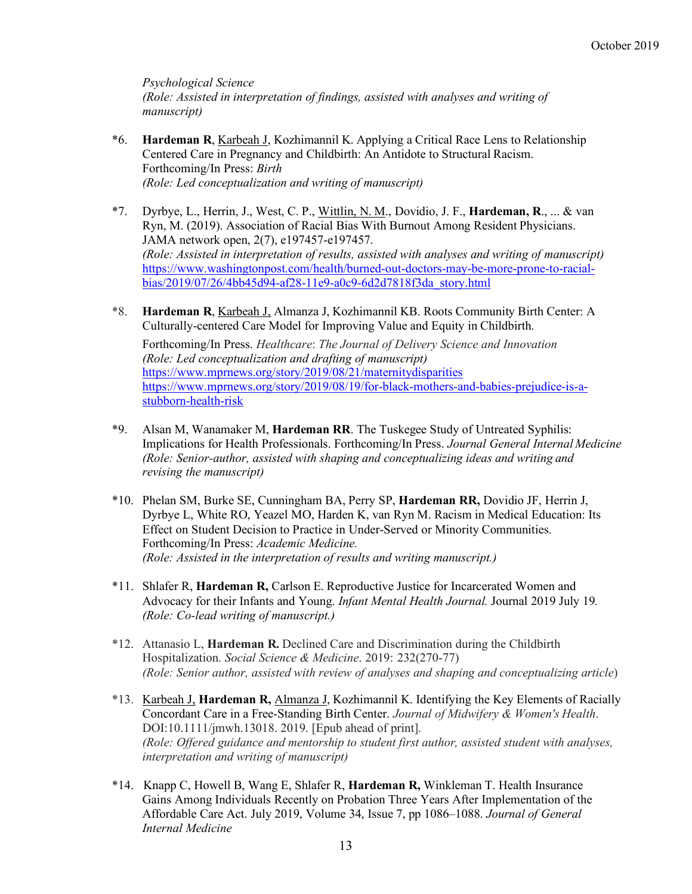*Psychological Science*
*(Role: Assisted in interpretation of findings, assisted with analyses and writing of manuscript)*

*6. **Hardeman R**, Karbeah J, Kozhimannil K. Applying a Critical Race Lens to Relationship Centered Care in Pregnancy and Childbirth: An Antidote to Structural Racism. Forthcoming/In Press: *Birth*
*(Role: Led conceptualization and writing of manuscript)*

*7. Dyrbye, L., Herrin, J., West, C. P., Wittlin, N. M., Dovidio, J. F., **Hardeman, R**., ... & van Ryn, M. (2019). Association of Racial Bias With Burnout Among Resident Physicians. JAMA network open, 2(7), e197457-e197457.
*(Role: Assisted in interpretation of results, assisted with analyses and writing of manuscript)*
https://www.washingtonpost.com/health/burned-out-doctors-may-be-more-prone-to-racial-bias/2019/07/26/4bb45d94-af28-11e9-a0c9-6d2d7818f3da_story.html

*8. **Hardeman R**, Karbeah J, Almanza J, Kozhimannil KB. Roots Community Birth Center: A Culturally-centered Care Model for Improving Value and Equity in Childbirth.
Forthcoming/In Press. *Healthcare*: *The Journal of Delivery Science and Innovation*
*(Role: Led conceptualization and drafting of manuscript)*
https://www.mprnews.org/story/2019/08/21/maternitydisparities
https://www.mprnews.org/story/2019/08/19/for-black-mothers-and-babies-prejudice-is-a-stubborn-health-risk

*9. Alsan M, Wanamaker M, **Hardeman RR**. The Tuskegee Study of Untreated Syphilis: Implications for Health Professionals. Forthcoming/In Press. *Journal General Internal Medicine*
*(Role: Senior-author, assisted with shaping and conceptualizing ideas and writing and revising the manuscript)*

*10. Phelan SM, Burke SE, Cunningham BA, Perry SP, **Hardeman RR,** Dovidio JF, Herrin J, Dyrbye L, White RO, Yeazel MO, Harden K, van Ryn M. Racism in Medical Education: Its Effect on Student Decision to Practice in Under-Served or Minority Communities. Forthcoming/In Press: *Academic Medicine.*
*(Role: Assisted in the interpretation of results and writing manuscript.)*

*11. Shlafer R, **Hardeman R,** Carlson E. Reproductive Justice for Incarcerated Women and Advocacy for their Infants and Young. *Infant Mental Health Journal.* Journal 2019 July 19*.*
*(Role: Co-lead writing of manuscript.)*

*12. Attanasio L, **Hardeman R.** Declined Care and Discrimination during the Childbirth Hospitalization. *Social Science & Medicine*. 2019: 232(270-77)
*(Role: Senior author, assisted with review of analyses and shaping and conceptualizing article)*

*13. Karbeah J, **Hardeman R,** Almanza J, Kozhimannil K. Identifying the Key Elements of Racially Concordant Care in a Free-Standing Birth Center. *Journal of Midwifery & Women's Health*. DOI:10.1111/jmwh.13018. 2019. [Epub ahead of print].
*(Role: Offered guidance and mentorship to student first author, assisted student with analyses, interpretation and writing of manuscript)*

*14. Knapp C, Howell B, Wang E, Shlafer R, **Hardeman R,** Winkleman T. Health Insurance Gains Among Individuals Recently on Probation Three Years After Implementation of the Affordable Care Act. July 2019, Volume 34, Issue 7, pp 1086–1088. *Journal of General Internal Medicine*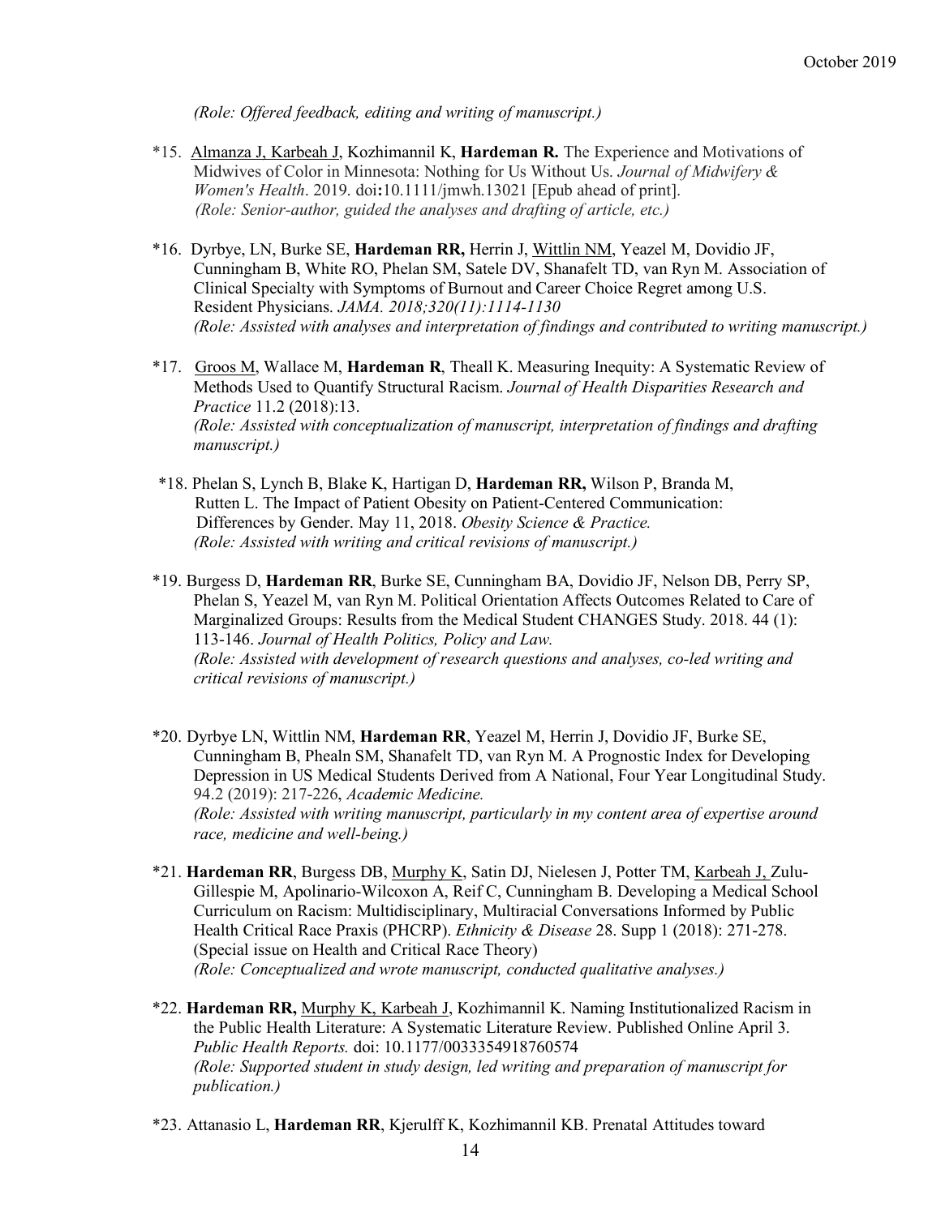*(Role: Offered feedback, editing and writing of manuscript.)*

*15. <u>Almanza J, Karbeah J</u>, Kozhimannil K, **Hardeman R.** The Experience and Motivations of Midwives of Color in Minnesota: Nothing for Us Without Us. *Journal of Midwifery & Women's Health*. 2019. doi**:**10.1111/jmwh.13021 [Epub ahead of print]. *(Role: Senior-author, guided the analyses and drafting of article, etc.)*

*16. Dyrbye, LN, Burke SE, **Hardeman RR,** Herrin J, <u>Wittlin NM</u>, Yeazel M, Dovidio JF, Cunningham B, White RO, Phelan SM, Satele DV, Shanafelt TD, van Ryn M. Association of Clinical Specialty with Symptoms of Burnout and Career Choice Regret among U.S. Resident Physicians. *JAMA. 2018;320(11):1114-1130* *(Role: Assisted with analyses and interpretation of findings and contributed to writing manuscript.)*

*17. <u>Groos M</u>, Wallace M, **Hardeman R**, Theall K. Measuring Inequity: A Systematic Review of Methods Used to Quantify Structural Racism. *Journal of Health Disparities Research and Practice* 11.2 (2018):13. *(Role: Assisted with conceptualization of manuscript, interpretation of findings and drafting manuscript.)*

*18. Phelan S, Lynch B, Blake K, Hartigan D, **Hardeman RR,** Wilson P, Branda M, Rutten L. The Impact of Patient Obesity on Patient-Centered Communication: Differences by Gender. May 11, 2018. *Obesity Science & Practice.* *(Role: Assisted with writing and critical revisions of manuscript.)*

*19. Burgess D, **Hardeman RR**, Burke SE, Cunningham BA, Dovidio JF, Nelson DB, Perry SP, Phelan S, Yeazel M, van Ryn M. Political Orientation Affects Outcomes Related to Care of Marginalized Groups: Results from the Medical Student CHANGES Study. 2018. 44 (1): 113-146. *Journal of Health Politics, Policy and Law.* *(Role: Assisted with development of research questions and analyses, co-led writing and critical revisions of manuscript.)*

*20. Dyrbye LN, Wittlin NM, **Hardeman RR**, Yeazel M, Herrin J, Dovidio JF, Burke SE, Cunningham B, Phealn SM, Shanafelt TD, van Ryn M. A Prognostic Index for Developing Depression in US Medical Students Derived from A National, Four Year Longitudinal Study. 94.2 (2019): 217-226, *Academic Medicine.* *(Role: Assisted with writing manuscript, particularly in my content area of expertise around race, medicine and well-being.)*

*21. **Hardeman RR**, Burgess DB, <u>Murphy K</u>, Satin DJ, Nielesen J, Potter TM, <u>Karbeah J,</u> Zulu-Gillespie M, Apolinario-Wilcoxon A, Reif C, Cunningham B. Developing a Medical School Curriculum on Racism: Multidisciplinary, Multiracial Conversations Informed by Public Health Critical Race Praxis (PHCRP). *Ethnicity & Disease* 28. Supp 1 (2018): 271-278. (Special issue on Health and Critical Race Theory) *(Role: Conceptualized and wrote manuscript, conducted qualitative analyses.)*

*22. **Hardeman RR,** <u>Murphy K, Karbeah J</u>, Kozhimannil K. Naming Institutionalized Racism in the Public Health Literature: A Systematic Literature Review. Published Online April 3. *Public Health Reports.* doi: 10.1177/0033354918760574 *(Role: Supported student in study design, led writing and preparation of manuscript for publication.)*

*23. Attanasio L, **Hardeman RR**, Kjerulff K, Kozhimannil KB. Prenatal Attitudes toward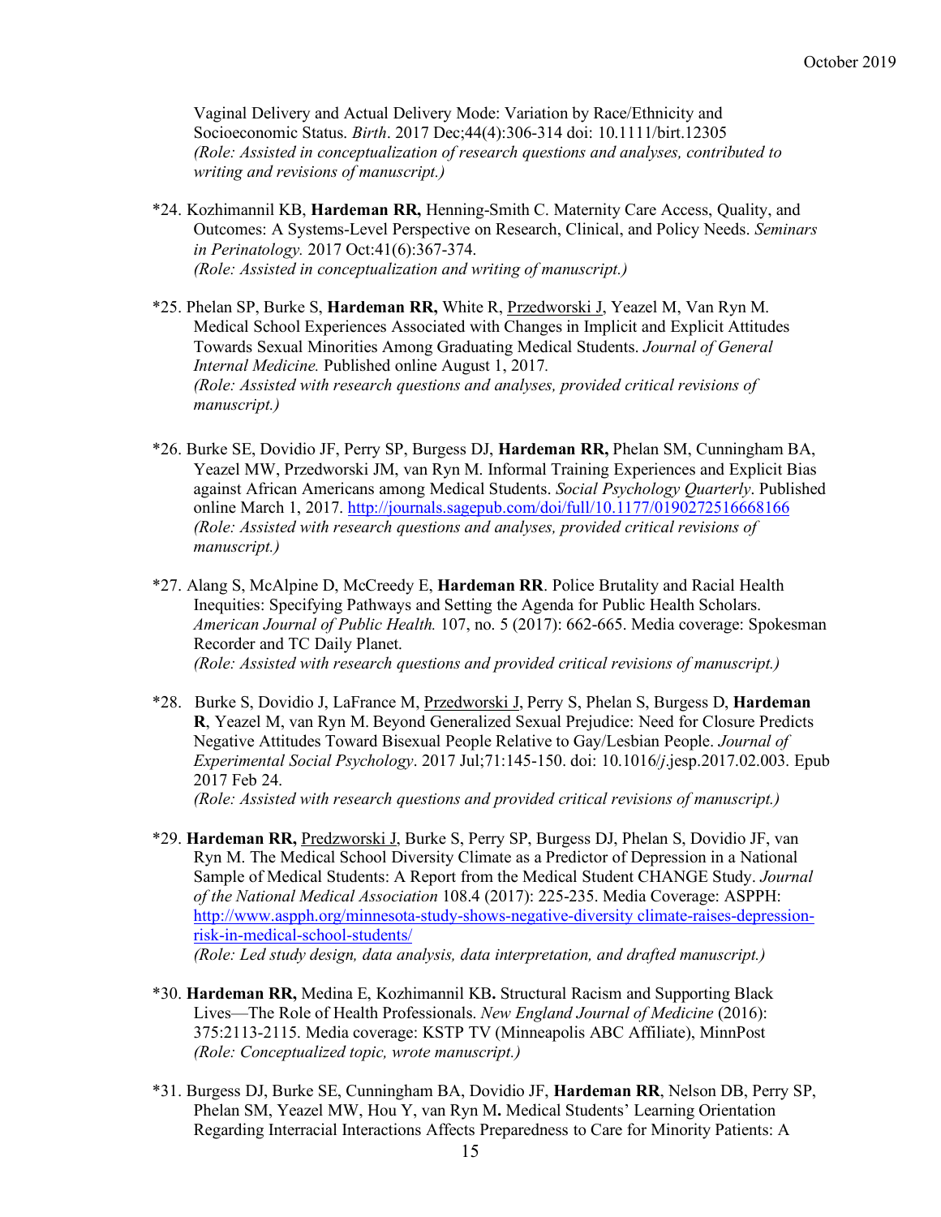Vaginal Delivery and Actual Delivery Mode: Variation by Race/Ethnicity and Socioeconomic Status. *Birth*. 2017 Dec;44(4):306-314 doi: 10.1111/birt.12305
*(Role: Assisted in conceptualization of research questions and analyses, contributed to writing and revisions of manuscript.)*

*24. Kozhimannil KB, **Hardeman RR,** Henning-Smith C. Maternity Care Access, Quality, and Outcomes: A Systems-Level Perspective on Research, Clinical, and Policy Needs. *Seminars in Perinatology.* 2017 Oct:41(6):367-374.
*(Role: Assisted in conceptualization and writing of manuscript.)*

*25. Phelan SP, Burke S, **Hardeman RR,** White R, <u>Przedworski J</u>, Yeazel M, Van Ryn M. Medical School Experiences Associated with Changes in Implicit and Explicit Attitudes Towards Sexual Minorities Among Graduating Medical Students. *Journal of General Internal Medicine.* Published online August 1, 2017.
*(Role: Assisted with research questions and analyses, provided critical revisions of manuscript.)*

*26. Burke SE, Dovidio JF, Perry SP, Burgess DJ, **Hardeman RR,** Phelan SM, Cunningham BA, Yeazel MW, Przedworski JM, van Ryn M. Informal Training Experiences and Explicit Bias against African Americans among Medical Students. *Social Psychology Quarterly*. Published online March 1, 2017. http://journals.sagepub.com/doi/full/10.1177/0190272516668166
*(Role: Assisted with research questions and analyses, provided critical revisions of manuscript.)*

*27. Alang S, McAlpine D, McCreedy E, **Hardeman RR**. Police Brutality and Racial Health Inequities: Specifying Pathways and Setting the Agenda for Public Health Scholars. *American Journal of Public Health.* 107, no. 5 (2017): 662-665. Media coverage: Spokesman Recorder and TC Daily Planet.
*(Role: Assisted with research questions and provided critical revisions of manuscript.)*

*28. Burke S, Dovidio J, LaFrance M, <u>Przedworski J</u>, Perry S, Phelan S, Burgess D, **Hardeman R**, Yeazel M, van Ryn M. Beyond Generalized Sexual Prejudice: Need for Closure Predicts Negative Attitudes Toward Bisexual People Relative to Gay/Lesbian People. *Journal of Experimental Social Psychology*. 2017 Jul;71:145-150. doi: 10.1016/j.jesp.2017.02.003. Epub 2017 Feb 24.
*(Role: Assisted with research questions and provided critical revisions of manuscript.)*

*29. **Hardeman RR,** <u>Predzworski J</u>, Burke S, Perry SP, Burgess DJ, Phelan S, Dovidio JF, van Ryn M. The Medical School Diversity Climate as a Predictor of Depression in a National Sample of Medical Students: A Report from the Medical Student CHANGE Study. *Journal of the National Medical Association* 108.4 (2017): 225-235. Media Coverage: ASPPH: http://www.aspph.org/minnesota-study-shows-negative-diversity climate-raises-depression-risk-in-medical-school-students/
*(Role: Led study design, data analysis, data interpretation, and drafted manuscript.)*

*30. **Hardeman RR,** Medina E, Kozhimannil KB**.** Structural Racism and Supporting Black Lives—The Role of Health Professionals. *New England Journal of Medicine* (2016): 375:2113-2115. Media coverage: KSTP TV (Minneapolis ABC Affiliate), MinnPost
*(Role: Conceptualized topic, wrote manuscript.)*

*31. Burgess DJ, Burke SE, Cunningham BA, Dovidio JF, **Hardeman RR**, Nelson DB, Perry SP, Phelan SM, Yeazel MW, Hou Y, van Ryn M**.** Medical Students' Learning Orientation Regarding Interracial Interactions Affects Preparedness to Care for Minority Patients: A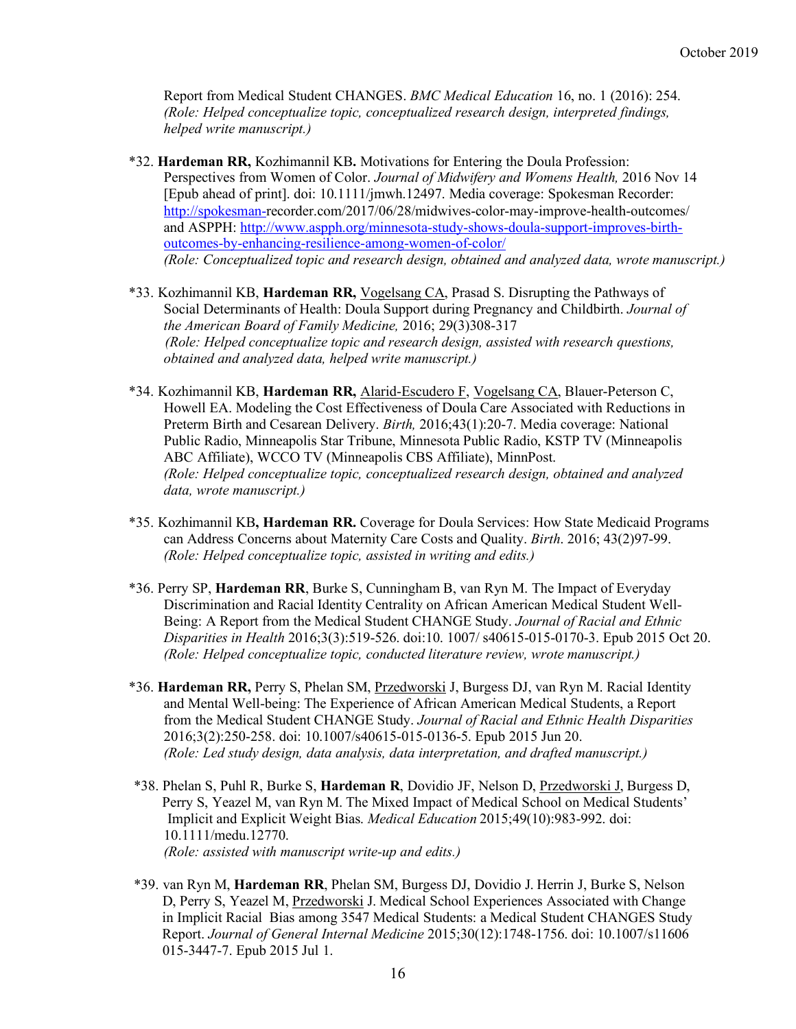Report from Medical Student CHANGES. *BMC Medical Education* 16, no. 1 (2016): 254. *(Role: Helped conceptualize topic, conceptualized research design, interpreted findings, helped write manuscript.)*

*32. **Hardeman RR,** Kozhimannil KB**.** Motivations for Entering the Doula Profession: Perspectives from Women of Color. *Journal of Midwifery and Womens Health,* 2016 Nov 14 [Epub ahead of print]. doi: 10.1111/jmwh.12497. Media coverage: Spokesman Recorder: http://spokesman-recorder.com/2017/06/28/midwives-color-may-improve-health-outcomes/ and ASPPH: http://www.aspph.org/minnesota-study-shows-doula-support-improves-birth-outcomes-by-enhancing-resilience-among-women-of-color/ *(Role: Conceptualized topic and research design, obtained and analyzed data, wrote manuscript.)*

*33. Kozhimannil KB, **Hardeman RR,** Vogelsang CA, Prasad S. Disrupting the Pathways of Social Determinants of Health: Doula Support during Pregnancy and Childbirth. *Journal of the American Board of Family Medicine,* 2016; 29(3)308-317 *(Role: Helped conceptualize topic and research design, assisted with research questions, obtained and analyzed data, helped write manuscript.)*

*34. Kozhimannil KB, **Hardeman RR,** Alarid-Escudero F, Vogelsang CA, Blauer-Peterson C, Howell EA. Modeling the Cost Effectiveness of Doula Care Associated with Reductions in Preterm Birth and Cesarean Delivery. *Birth,* 2016;43(1):20-7. Media coverage: National Public Radio, Minneapolis Star Tribune, Minnesota Public Radio, KSTP TV (Minneapolis ABC Affiliate), WCCO TV (Minneapolis CBS Affiliate), MinnPost. *(Role: Helped conceptualize topic, conceptualized research design, obtained and analyzed data, wrote manuscript.)*

*35. Kozhimannil KB**, Hardeman RR.** Coverage for Doula Services: How State Medicaid Programs can Address Concerns about Maternity Care Costs and Quality. *Birth*. 2016; 43(2)97-99. *(Role: Helped conceptualize topic, assisted in writing and edits.)*

*36. Perry SP, **Hardeman RR**, Burke S, Cunningham B, van Ryn M. The Impact of Everyday Discrimination and Racial Identity Centrality on African American Medical Student Well-Being: A Report from the Medical Student CHANGE Study. *Journal of Racial and Ethnic Disparities in Health* 2016;3(3):519-526. doi:10. 1007/ s40615-015-0170-3. Epub 2015 Oct 20. *(Role: Helped conceptualize topic, conducted literature review, wrote manuscript.)*

*36. **Hardeman RR,** Perry S, Phelan SM, Przedworski J, Burgess DJ, van Ryn M. Racial Identity and Mental Well-being: The Experience of African American Medical Students, a Report from the Medical Student CHANGE Study. *Journal of Racial and Ethnic Health Disparities* 2016;3(2):250-258. doi: 10.1007/s40615-015-0136-5. Epub 2015 Jun 20. *(Role: Led study design, data analysis, data interpretation, and drafted manuscript.)*

*38. Phelan S, Puhl R, Burke S, **Hardeman R**, Dovidio JF, Nelson D, Przedworski J, Burgess D, Perry S, Yeazel M, van Ryn M. The Mixed Impact of Medical School on Medical Students' Implicit and Explicit Weight Bias. *Medical Education* 2015;49(10):983-992. doi: 10.1111/medu.12770. *(Role: assisted with manuscript write-up and edits.)*

*39. van Ryn M, **Hardeman RR**, Phelan SM, Burgess DJ, Dovidio J. Herrin J, Burke S, Nelson D, Perry S, Yeazel M, Przedworski J. Medical School Experiences Associated with Change in Implicit Racial Bias among 3547 Medical Students: a Medical Student CHANGES Study Report. *Journal of General Internal Medicine* 2015;30(12):1748-1756. doi: 10.1007/s11606 015-3447-7. Epub 2015 Jul 1.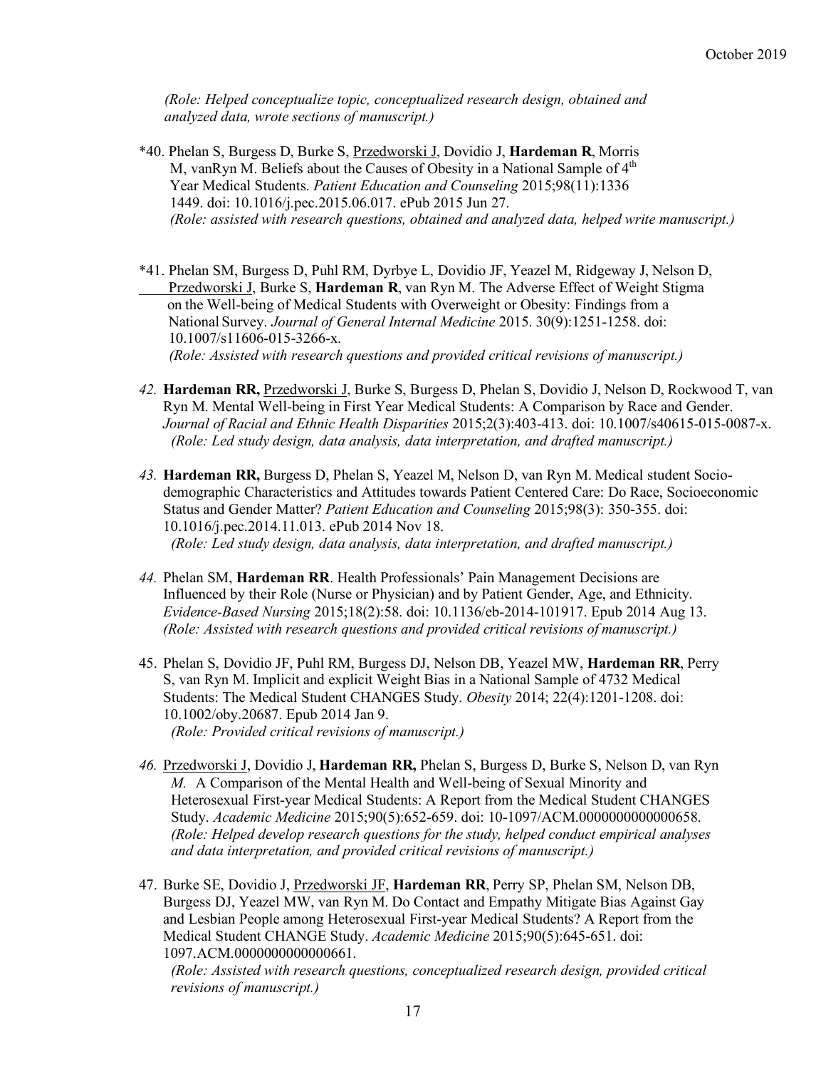*(Role: Helped conceptualize topic, conceptualized research design, obtained and analyzed data, wrote sections of manuscript.)*

*40. Phelan S, Burgess D, Burke S, Przedworski J, Dovidio J, **Hardeman R**, Morris M, vanRyn M. Beliefs about the Causes of Obesity in a National Sample of 4th Year Medical Students. *Patient Education and Counseling* 2015;98(11):1336 1449. doi: 10.1016/j.pec.2015.06.017. ePub 2015 Jun 27.
*(Role: assisted with research questions, obtained and analyzed data, helped write manuscript.)*

*41. Phelan SM, Burgess D, Puhl RM, Dyrbye L, Dovidio JF, Yeazel M, Ridgeway J, Nelson D, Przedworski J, Burke S, **Hardeman R**, van Ryn M. The Adverse Effect of Weight Stigma on the Well-being of Medical Students with Overweight or Obesity: Findings from a National Survey. *Journal of General Internal Medicine* 2015. 30(9):1251-1258. doi: 10.1007/s11606-015-3266-x.
*(Role: Assisted with research questions and provided critical revisions of manuscript.)*

*42.* **Hardeman RR,** Przedworski J, Burke S, Burgess D, Phelan S, Dovidio J, Nelson D, Rockwood T, van Ryn M. Mental Well-being in First Year Medical Students: A Comparison by Race and Gender. *Journal of Racial and Ethnic Health Disparities* 2015;2(3):403-413. doi: 10.1007/s40615-015-0087-x.
*(Role: Led study design, data analysis, data interpretation, and drafted manuscript.)*

*43.* **Hardeman RR,** Burgess D, Phelan S, Yeazel M, Nelson D, van Ryn M. Medical student Socio-demographic Characteristics and Attitudes towards Patient Centered Care: Do Race, Socioeconomic Status and Gender Matter? *Patient Education and Counseling* 2015;98(3): 350-355. doi: 10.1016/j.pec.2014.11.013. ePub 2014 Nov 18.
*(Role: Led study design, data analysis, data interpretation, and drafted manuscript.)*

*44.* Phelan SM, **Hardeman RR**. Health Professionals' Pain Management Decisions are Influenced by their Role (Nurse or Physician) and by Patient Gender, Age, and Ethnicity. *Evidence-Based Nursing* 2015;18(2):58. doi: 10.1136/eb-2014-101917. Epub 2014 Aug 13.
*(Role: Assisted with research questions and provided critical revisions of manuscript.)*

45. Phelan S, Dovidio JF, Puhl RM, Burgess DJ, Nelson DB, Yeazel MW, **Hardeman RR**, Perry S, van Ryn M. Implicit and explicit Weight Bias in a National Sample of 4732 Medical Students: The Medical Student CHANGES Study. *Obesity* 2014; 22(4):1201-1208. doi: 10.1002/oby.20687. Epub 2014 Jan 9.
*(Role: Provided critical revisions of manuscript.)*

*46.* Przedworski J, Dovidio J, **Hardeman RR,** Phelan S, Burgess D, Burke S, Nelson D, van Ryn *M.* A Comparison of the Mental Health and Well-being of Sexual Minority and Heterosexual First-year Medical Students: A Report from the Medical Student CHANGES Study. *Academic Medicine* 2015;90(5):652-659. doi: 10-1097/ACM.0000000000000658.
*(Role: Helped develop research questions for the study, helped conduct empirical analyses and data interpretation, and provided critical revisions of manuscript.)*

47. Burke SE, Dovidio J, Przedworski JF, **Hardeman RR**, Perry SP, Phelan SM, Nelson DB, Burgess DJ, Yeazel MW, van Ryn M. Do Contact and Empathy Mitigate Bias Against Gay and Lesbian People among Heterosexual First-year Medical Students? A Report from the Medical Student CHANGE Study. *Academic Medicine* 2015;90(5):645-651. doi: 1097.ACM.0000000000000661.
*(Role: Assisted with research questions, conceptualized research design, provided critical revisions of manuscript.)*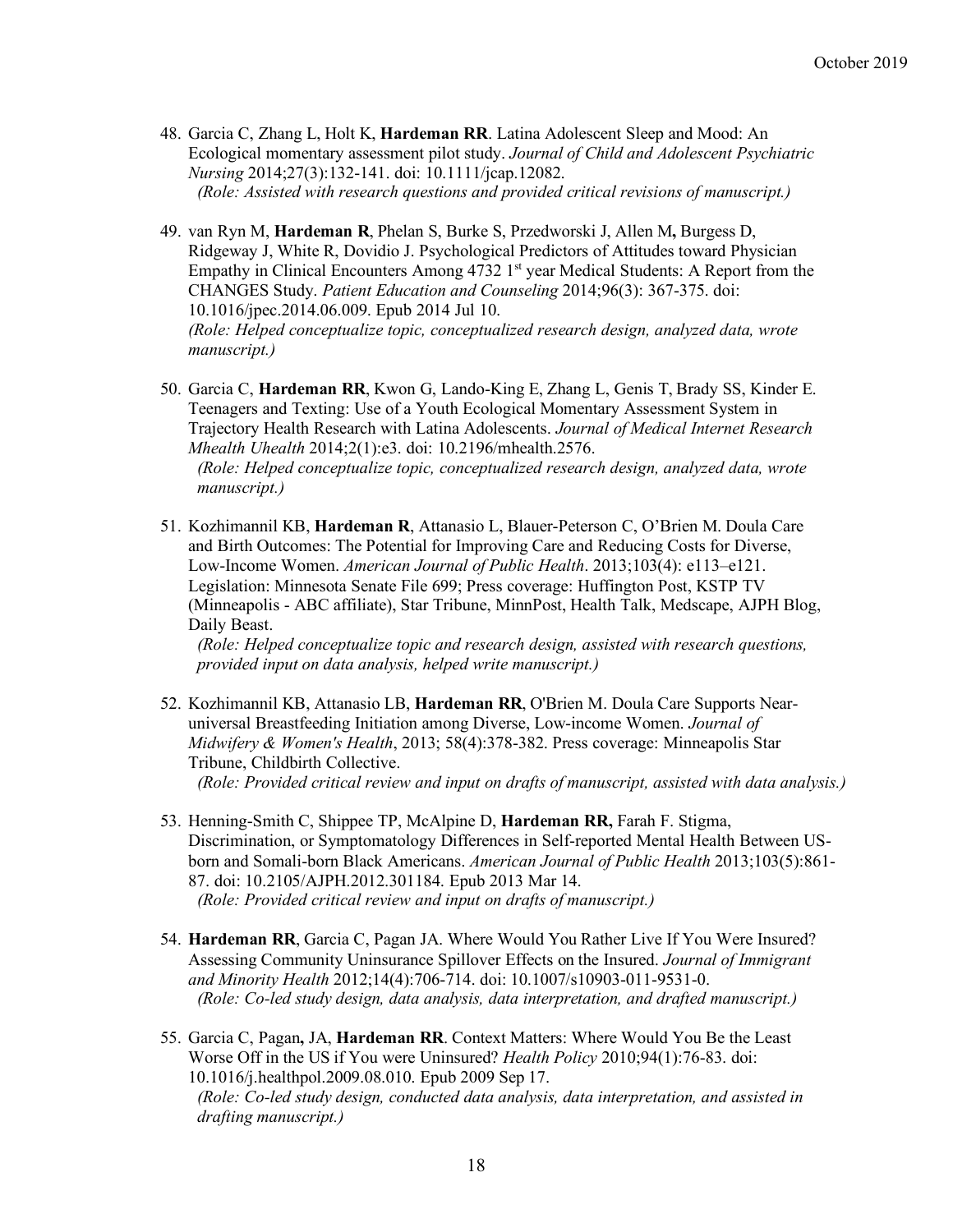48. Garcia C, Zhang L, Holt K, **Hardeman RR**. Latina Adolescent Sleep and Mood: An Ecological momentary assessment pilot study. *Journal of Child and Adolescent Psychiatric Nursing* 2014;27(3):132-141. doi: 10.1111/jcap.12082.
 *(Role: Assisted with research questions and provided critical revisions of manuscript.)*

49. van Ryn M, **Hardeman R**, Phelan S, Burke S, Przedworski J, Allen M**,** Burgess D, Ridgeway J, White R, Dovidio J. Psychological Predictors of Attitudes toward Physician Empathy in Clinical Encounters Among 4732 1st year Medical Students: A Report from the CHANGES Study. *Patient Education and Counseling* 2014;96(3): 367-375. doi: 10.1016/jpec.2014.06.009. Epub 2014 Jul 10.
 *(Role: Helped conceptualize topic, conceptualized research design, analyzed data, wrote manuscript.)*

50. Garcia C, **Hardeman RR**, Kwon G, Lando-King E, Zhang L, Genis T, Brady SS, Kinder E. Teenagers and Texting: Use of a Youth Ecological Momentary Assessment System in Trajectory Health Research with Latina Adolescents. *Journal of Medical Internet Research Mhealth Uhealth* 2014;2(1):e3. doi: 10.2196/mhealth.2576.
 *(Role: Helped conceptualize topic, conceptualized research design, analyzed data, wrote manuscript.)*

51. Kozhimannil KB, **Hardeman R**, Attanasio L, Blauer-Peterson C, O'Brien M. Doula Care and Birth Outcomes: The Potential for Improving Care and Reducing Costs for Diverse, Low-Income Women. *American Journal of Public Health*. 2013;103(4): e113–e121. Legislation: Minnesota Senate File 699; Press coverage: Huffington Post, KSTP TV (Minneapolis - ABC affiliate), Star Tribune, MinnPost, Health Talk, Medscape, AJPH Blog, Daily Beast.
 *(Role: Helped conceptualize topic and research design, assisted with research questions, provided input on data analysis, helped write manuscript.)*

52. Kozhimannil KB, Attanasio LB, **Hardeman RR**, O'Brien M. Doula Care Supports Near-universal Breastfeeding Initiation among Diverse, Low-income Women. *Journal of Midwifery & Women's Health*, 2013; 58(4):378-382. Press coverage: Minneapolis Star Tribune, Childbirth Collective.
 *(Role: Provided critical review and input on drafts of manuscript, assisted with data analysis.)*

53. Henning-Smith C, Shippee TP, McAlpine D, **Hardeman RR,** Farah F. Stigma, Discrimination, or Symptomatology Differences in Self-reported Mental Health Between US-born and Somali-born Black Americans. *American Journal of Public Health* 2013;103(5):861-87. doi: 10.2105/AJPH.2012.301184. Epub 2013 Mar 14.
 *(Role: Provided critical review and input on drafts of manuscript.)*

54. **Hardeman RR**, Garcia C, Pagan JA. Where Would You Rather Live If You Were Insured? Assessing Community Uninsurance Spillover Effects on the Insured. *Journal of Immigrant and Minority Health* 2012;14(4):706-714. doi: 10.1007/s10903-011-9531-0.
 *(Role: Co-led study design, data analysis, data interpretation, and drafted manuscript.)*

55. Garcia C, Pagan**,** JA, **Hardeman RR**. Context Matters: Where Would You Be the Least Worse Off in the US if You were Uninsured? *Health Policy* 2010;94(1):76-83. doi: 10.1016/j.healthpol.2009.08.010. Epub 2009 Sep 17.
 *(Role: Co-led study design, conducted data analysis, data interpretation, and assisted in drafting manuscript.)*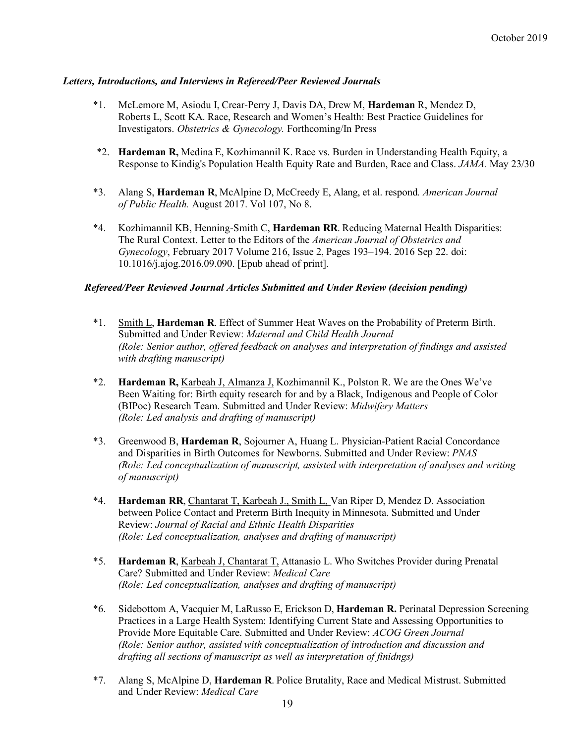### *Letters, Introductions, and Interviews in Refereed/Peer Reviewed Journals*

*1. McLemore M, Asiodu I, Crear-Perry J, Davis DA, Drew M, **Hardeman** R, Mendez D, Roberts L, Scott KA. Race, Research and Women's Health: Best Practice Guidelines for Investigators. *Obstetrics & Gynecology.* Forthcoming/In Press

*2. **Hardeman R,** Medina E, Kozhimannil K. Race vs. Burden in Understanding Health Equity, a Response to Kindig's Population Health Equity Rate and Burden, Race and Class. *JAMA.* May 23/30

*3. Alang S, **Hardeman R**, McAlpine D, McCreedy E, Alang, et al. respond*. American Journal of Public Health.* August 2017. Vol 107, No 8.

*4. Kozhimannil KB, Henning-Smith C, **Hardeman RR**. Reducing Maternal Health Disparities: The Rural Context. Letter to the Editors of the *American Journal of Obstetrics and Gynecology*, February 2017 Volume 216, Issue 2, Pages 193–194. 2016 Sep 22. doi: 10.1016/j.ajog.2016.09.090. [Epub ahead of print].

### *Refereed/Peer Reviewed Journal Articles Submitted and Under Review (decision pending)*

*1. <u>Smith L</u>, **Hardeman R**. Effect of Summer Heat Waves on the Probability of Preterm Birth. Submitted and Under Review: *Maternal and Child Health Journal* *(Role: Senior author, offered feedback on analyses and interpretation of findings and assisted with drafting manuscript)*

*2. **Hardeman R,** <u>Karbeah J, Almanza J,</u> Kozhimannil K., Polston R. We are the Ones We've Been Waiting for: Birth equity research for and by a Black, Indigenous and People of Color (BIPoc) Research Team. Submitted and Under Review: *Midwifery Matters* *(Role: Led analysis and drafting of manuscript)*

*3. Greenwood B, **Hardeman R**, Sojourner A, Huang L. Physician-Patient Racial Concordance and Disparities in Birth Outcomes for Newborns. Submitted and Under Review: *PNAS* *(Role: Led conceptualization of manuscript, assisted with interpretation of analyses and writing of manuscript)*

*4. **Hardeman RR**, <u>Chantarat T, Karbeah J., Smith L,</u> Van Riper D, Mendez D. Association between Police Contact and Preterm Birth Inequity in Minnesota. Submitted and Under Review: *Journal of Racial and Ethnic Health Disparities* *(Role: Led conceptualization, analyses and drafting of manuscript)*

*5. **Hardeman R**, <u>Karbeah J, Chantarat T,</u> Attanasio L. Who Switches Provider during Prenatal Care? Submitted and Under Review: *Medical Care* *(Role: Led conceptualization, analyses and drafting of manuscript)*

*6. Sidebottom A, Vacquier M, LaRusso E, Erickson D, **Hardeman R.** Perinatal Depression Screening Practices in a Large Health System: Identifying Current State and Assessing Opportunities to Provide More Equitable Care. Submitted and Under Review: *ACOG Green Journal* *(Role: Senior author, assisted with conceptualization of introduction and discussion and drafting all sections of manuscript as well as interpretation of finidngs)*

*7. Alang S, McAlpine D, **Hardeman R**. Police Brutality, Race and Medical Mistrust. Submitted and Under Review: *Medical Care*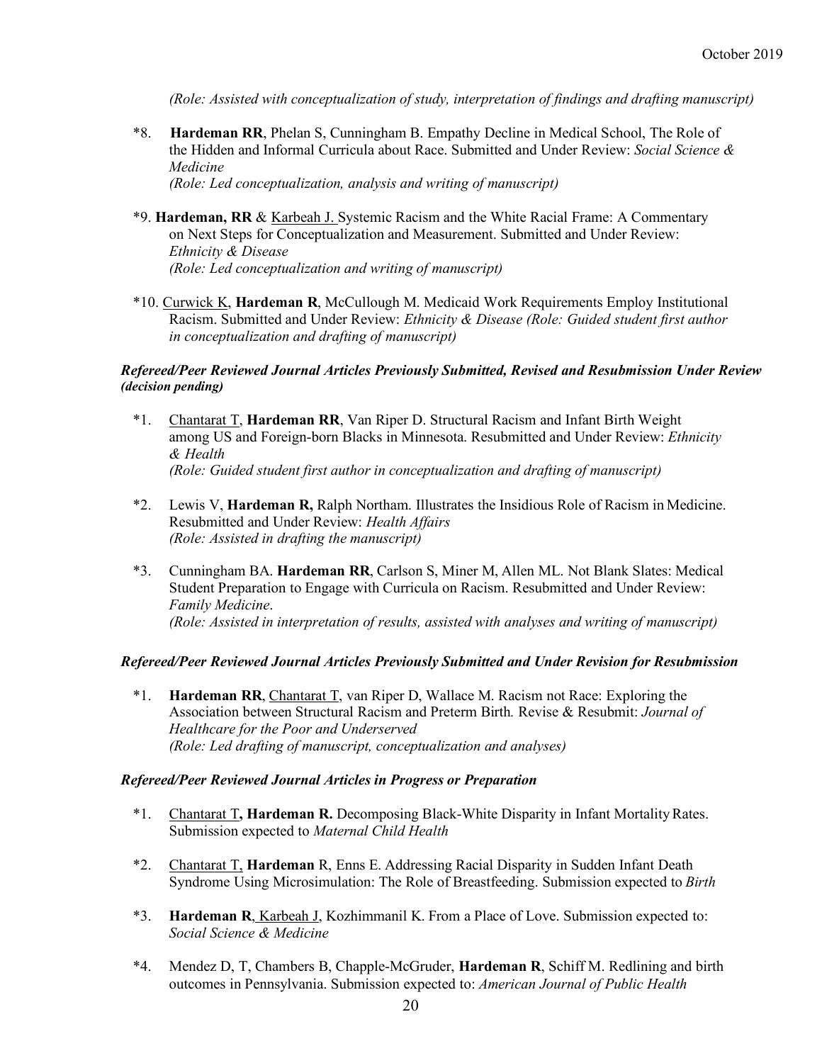*(Role: Assisted with conceptualization of study, interpretation of findings and drafting manuscript)*

*8. **Hardeman RR**, Phelan S, Cunningham B. Empathy Decline in Medical School, The Role of the Hidden and Informal Curricula about Race. Submitted and Under Review: *Social Science & Medicine*
*(Role: Led conceptualization, analysis and writing of manuscript)*

*9. **Hardeman, RR** & <u>Karbeah J.</u> Systemic Racism and the White Racial Frame: A Commentary on Next Steps for Conceptualization and Measurement. Submitted and Under Review: *Ethnicity & Disease*
*(Role: Led conceptualization and writing of manuscript)*

*10. <u>Curwick K</u>, **Hardeman R**, McCullough M. Medicaid Work Requirements Employ Institutional Racism. Submitted and Under Review: *Ethnicity & Disease (Role: Guided student first author in conceptualization and drafting of manuscript)*

### ***Refereed/Peer Reviewed Journal Articles Previously Submitted, Revised and Resubmission Under Review (decision pending)***

*1. <u>Chantarat T</u>, **Hardeman RR**, Van Riper D. Structural Racism and Infant Birth Weight among US and Foreign-born Blacks in Minnesota. Resubmitted and Under Review: *Ethnicity & Health*
*(Role: Guided student first author in conceptualization and drafting of manuscript)*

*2. Lewis V, **Hardeman R,** Ralph Northam. Illustrates the Insidious Role of Racism in Medicine. Resubmitted and Under Review: *Health Affairs*
*(Role: Assisted in drafting the manuscript)*

*3. Cunningham BA. **Hardeman RR**, Carlson S, Miner M, Allen ML. Not Blank Slates: Medical Student Preparation to Engage with Curricula on Racism. Resubmitted and Under Review: *Family Medicine*.
*(Role: Assisted in interpretation of results, assisted with analyses and writing of manuscript)*

### ***Refereed/Peer Reviewed Journal Articles Previously Submitted and Under Revision for Resubmission***

*1. **Hardeman RR**, <u>Chantarat T</u>, van Riper D, Wallace M. Racism not Race: Exploring the Association between Structural Racism and Preterm Birth. Revise & Resubmit: *Journal of Healthcare for the Poor and Underserved*
*(Role: Led drafting of manuscript, conceptualization and analyses)*

### ***Refereed/Peer Reviewed Journal Articles in Progress or Preparation***

*1. <u>Chantarat T</u>**, Hardeman R.** Decomposing Black-White Disparity in Infant Mortality Rates. Submission expected to *Maternal Child Health*

*2. <u>Chantarat T,</u> **Hardeman** R, Enns E. Addressing Racial Disparity in Sudden Infant Death Syndrome Using Microsimulation: The Role of Breastfeeding. Submission expected to *Birth*

*3. **Hardeman R**, <u>Karbeah J</u>, Kozhimmanil K. From a Place of Love. Submission expected to: *Social Science & Medicine*

*4. Mendez D, T, Chambers B, Chapple-McGruder, **Hardeman R**, Schiff M. Redlining and birth outcomes in Pennsylvania. Submission expected to: *American Journal of Public Health*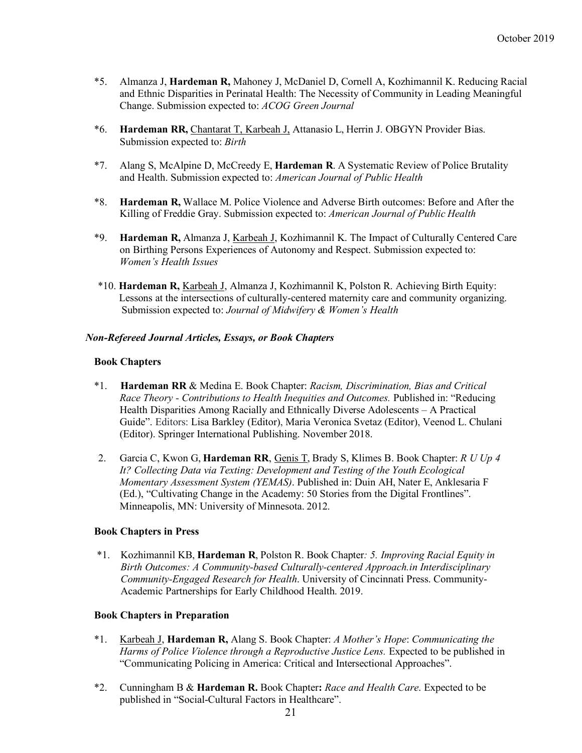*5. Almanza J, **Hardeman R,** Mahoney J, McDaniel D, Cornell A, Kozhimannil K. Reducing Racial and Ethnic Disparities in Perinatal Health: The Necessity of Community in Leading Meaningful Change. Submission expected to: *ACOG Green Journal*

*6. **Hardeman RR,** <u>Chantarat T, Karbeah J,</u> Attanasio L, Herrin J. OBGYN Provider Bias. Submission expected to: *Birth*

*7. Alang S, McAlpine D, McCreedy E, **Hardeman R**. A Systematic Review of Police Brutality and Health. Submission expected to: *American Journal of Public Health*

*8. **Hardeman R,** Wallace M. Police Violence and Adverse Birth outcomes: Before and After the Killing of Freddie Gray. Submission expected to: *American Journal of Public Health*

*9. **Hardeman R,** Almanza J, <u>Karbeah J</u>, Kozhimannil K. The Impact of Culturally Centered Care on Birthing Persons Experiences of Autonomy and Respect. Submission expected to: *Women's Health Issues*

*10. **Hardeman R,** <u>Karbeah J</u>, Almanza J, Kozhimannil K, Polston R. Achieving Birth Equity: Lessons at the intersections of culturally-centered maternity care and community organizing. Submission expected to: *Journal of Midwifery & Women's Health*

### *Non-Refereed Journal Articles, Essays, or Book Chapters*

#### Book Chapters

*1. **Hardeman RR** & Medina E. Book Chapter: *Racism, Discrimination, Bias and Critical Race Theory - Contributions to Health Inequities and Outcomes.* Published in: "Reducing Health Disparities Among Racially and Ethnically Diverse Adolescents – A Practical Guide". Editors: Lisa Barkley (Editor), Maria Veronica Svetaz (Editor), Veenod L. Chulani (Editor). Springer International Publishing. November 2018.

2. Garcia C, Kwon G, **Hardeman RR**, <u>Genis T</u>, Brady S, Klimes B. Book Chapter: *R U Up 4 It? Collecting Data via Texting: Development and Testing of the Youth Ecological Momentary Assessment System (YEMAS)*. Published in: Duin AH, Nater E, Anklesaria F (Ed.), "Cultivating Change in the Academy: 50 Stories from the Digital Frontlines". Minneapolis, MN: University of Minnesota. 2012.

#### Book Chapters in Press

*1. Kozhimannil KB, **Hardeman R**, Polston R. Book Chapter*: 5. Improving Racial Equity in Birth Outcomes: A Community-based Culturally-centered Approach.in Interdisciplinary Community-Engaged Research for Health*. University of Cincinnati Press. Community-Academic Partnerships for Early Childhood Health. 2019.

#### Book Chapters in Preparation

*1. <u>Karbeah J</u>, **Hardeman R,** Alang S. Book Chapter: *A Mother's Hope*: *Communicating the Harms of Police Violence through a Reproductive Justice Lens.* Expected to be published in "Communicating Policing in America: Critical and Intersectional Approaches".

*2. Cunningham B & **Hardeman R.** Book Chapter**:** *Race and Health Care*. Expected to be published in "Social-Cultural Factors in Healthcare".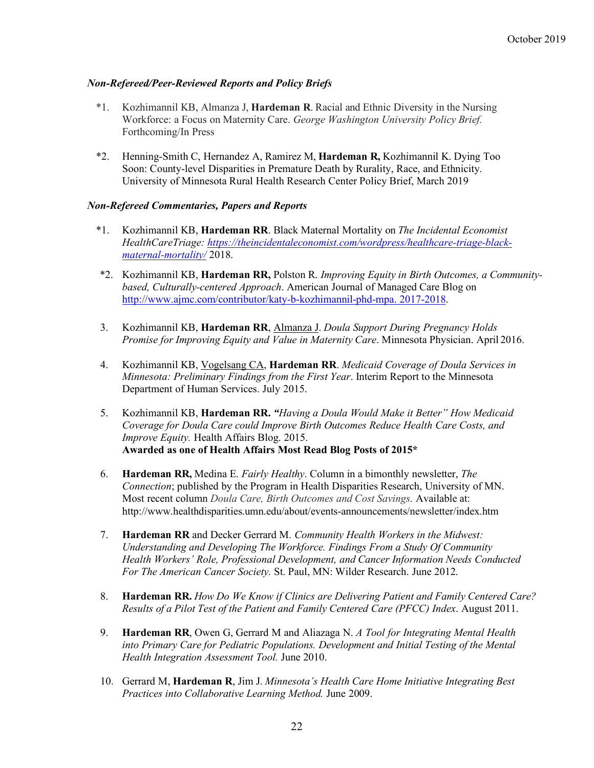### *Non-Refereed/Peer-Reviewed Reports and Policy Briefs*

*1. Kozhimannil KB, Almanza J, **Hardeman R**. Racial and Ethnic Diversity in the Nursing Workforce: a Focus on Maternity Care. *George Washington University Policy Brief.* Forthcoming/In Press

*2. Henning-Smith C, Hernandez A, Ramirez M, **Hardeman R,** Kozhimannil K. Dying Too Soon: County-level Disparities in Premature Death by Rurality, Race, and Ethnicity. University of Minnesota Rural Health Research Center Policy Brief, March 2019

### *Non-Refereed Commentaries, Papers and Reports*

*1. Kozhimannil KB, **Hardeman RR**. Black Maternal Mortality on *The Incidental Economist HealthCareTriage: [https://theincidentaleconomist.com/wordpress/healthcare-triage-black-maternal-mortality/](https://theincidentaleconomist.com/wordpress/healthcare-triage-black-maternal-mortality/)* 2018.

*2. Kozhimannil KB, **Hardeman RR,** Polston R. *Improving Equity in Birth Outcomes, a Community-based, Culturally-centered Approach*. American Journal of Managed Care Blog on [http://www.ajmc.com/contributor/katy-b-kozhimannil-phd-mpa. 2017-2018](http://www.ajmc.com/contributor/katy-b-kozhimannil-phd-mpa).

3. Kozhimannil KB, **Hardeman RR**, <u>Almanza J</u>. *Doula Support During Pregnancy Holds Promise for Improving Equity and Value in Maternity Care*. Minnesota Physician. April 2016.

4. Kozhimannil KB, <u>Vogelsang CA</u>, **Hardeman RR**. *Medicaid Coverage of Doula Services in Minnesota: Preliminary Findings from the First Year*. Interim Report to the Minnesota Department of Human Services. July 2015.

5. Kozhimannil KB, **Hardeman RR.** *"Having a Doula Would Make it Better" How Medicaid Coverage for Doula Care could Improve Birth Outcomes Reduce Health Care Costs, and Improve Equity.* Health Affairs Blog. 2015.
**Awarded as one of Health Affairs Most Read Blog Posts of 2015***

6. **Hardeman RR,** Medina E. *Fairly Healthy*. Column in a bimonthly newsletter, *The Connection*; published by the Program in Health Disparities Research, University of MN. Most recent column *Doula Care, Birth Outcomes and Cost Savings.* Available at: http://www.healthdisparities.umn.edu/about/events-announcements/newsletter/index.htm

7. **Hardeman RR** and Decker Gerrard M. *Community Health Workers in the Midwest: Understanding and Developing The Workforce. Findings From a Study Of Community Health Workers' Role, Professional Development, and Cancer Information Needs Conducted For The American Cancer Society.* St. Paul, MN: Wilder Research. June 2012.

8. **Hardeman RR.** *How Do We Know if Clinics are Delivering Patient and Family Centered Care? Results of a Pilot Test of the Patient and Family Centered Care (PFCC) Index*. August 2011.

9. **Hardeman RR**, Owen G, Gerrard M and Aliazaga N. *A Tool for Integrating Mental Health into Primary Care for Pediatric Populations. Development and Initial Testing of the Mental Health Integration Assessment Tool.* June 2010.

10. Gerrard M, **Hardeman R**, Jim J. *Minnesota's Health Care Home Initiative Integrating Best Practices into Collaborative Learning Method.* June 2009.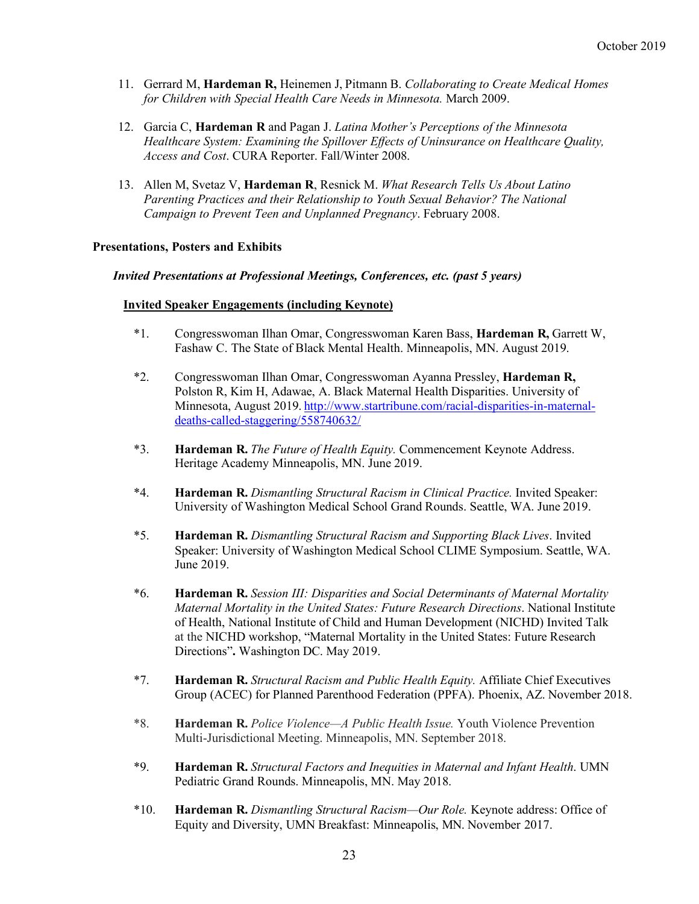11. Gerrard M, **Hardeman R,** Heinemen J, Pitmann B. *Collaborating to Create Medical Homes for Children with Special Health Care Needs in Minnesota.* March 2009.

12. Garcia C, **Hardeman R** and Pagan J. *Latina Mother's Perceptions of the Minnesota Healthcare System: Examining the Spillover Effects of Uninsurance on Healthcare Quality, Access and Cost*. CURA Reporter. Fall/Winter 2008.

13. Allen M, Svetaz V, **Hardeman R**, Resnick M. *What Research Tells Us About Latino Parenting Practices and their Relationship to Youth Sexual Behavior? The National Campaign to Prevent Teen and Unplanned Pregnancy*. February 2008.

**Presentations, Posters and Exhibits**

***Invited Presentations at Professional Meetings, Conferences, etc. (past 5 years)***

**Invited Speaker Engagements (including Keynote)**

*1. Congresswoman Ilhan Omar, Congresswoman Karen Bass, **Hardeman R,** Garrett W, Fashaw C. The State of Black Mental Health. Minneapolis, MN. August 2019.

*2. Congresswoman Ilhan Omar, Congresswoman Ayanna Pressley, **Hardeman R,** Polston R, Kim H, Adawae, A. Black Maternal Health Disparities. University of Minnesota, August 2019. [http://www.startribune.com/racial-disparities-in-maternal-deaths-called-staggering/558740632/](http://www.startribune.com/racial-disparities-in-maternal-deaths-called-staggering/558740632/)

*3. **Hardeman R.** *The Future of Health Equity.* Commencement Keynote Address. Heritage Academy Minneapolis, MN. June 2019.

*4. **Hardeman R.** *Dismantling Structural Racism in Clinical Practice.* Invited Speaker: University of Washington Medical School Grand Rounds. Seattle, WA. June 2019.

*5. **Hardeman R.** *Dismantling Structural Racism and Supporting Black Lives*. Invited Speaker: University of Washington Medical School CLIME Symposium. Seattle, WA. June 2019.

*6. **Hardeman R.** *Session III: Disparities and Social Determinants of Maternal Mortality Maternal Mortality in the United States: Future Research Directions*. National Institute of Health, National Institute of Child and Human Development (NICHD) Invited Talk at the NICHD workshop, "Maternal Mortality in the United States: Future Research Directions"**.** Washington DC. May 2019.

*7. **Hardeman R.** *Structural Racism and Public Health Equity.* Affiliate Chief Executives Group (ACEC) for Planned Parenthood Federation (PPFA). Phoenix, AZ. November 2018.

*8. **Hardeman R.** *Police Violence—A Public Health Issue.* Youth Violence Prevention Multi-Jurisdictional Meeting. Minneapolis, MN. September 2018.

*9. **Hardeman R.** *Structural Factors and Inequities in Maternal and Infant Health*. UMN Pediatric Grand Rounds. Minneapolis, MN. May 2018.

*10. **Hardeman R.** *Dismantling Structural Racism—Our Role.* Keynote address: Office of Equity and Diversity, UMN Breakfast: Minneapolis, MN. November 2017.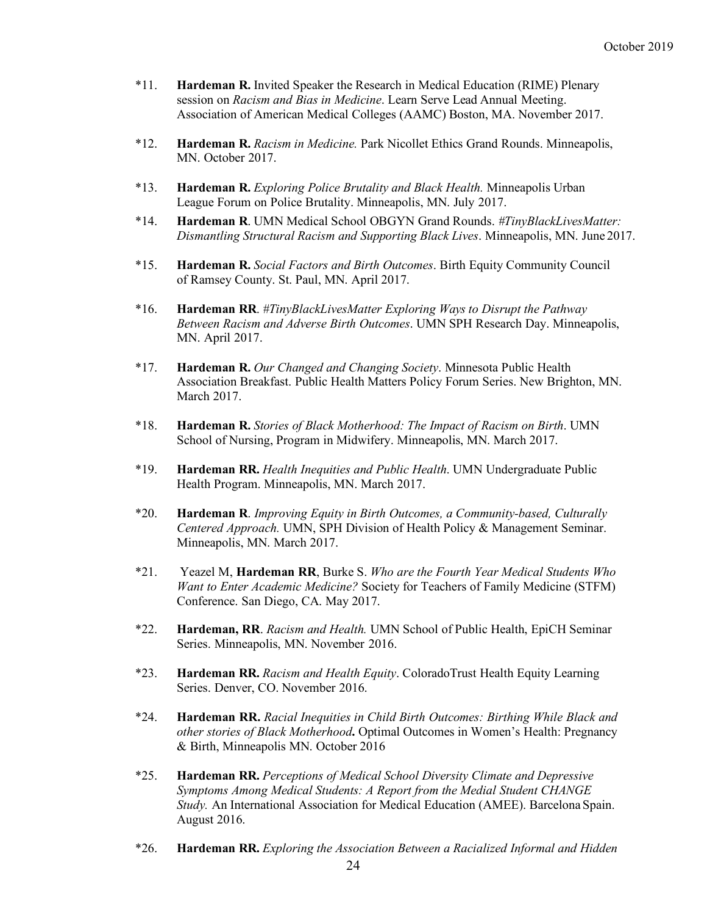*11. **Hardeman R.** Invited Speaker the Research in Medical Education (RIME) Plenary session on *Racism and Bias in Medicine*. Learn Serve Lead Annual Meeting. Association of American Medical Colleges (AAMC) Boston, MA. November 2017.

*12. **Hardeman R.** *Racism in Medicine.* Park Nicollet Ethics Grand Rounds. Minneapolis, MN. October 2017.

*13. **Hardeman R.** *Exploring Police Brutality and Black Health.* Minneapolis Urban League Forum on Police Brutality. Minneapolis, MN. July 2017.

*14. **Hardeman R**. UMN Medical School OBGYN Grand Rounds. *#TinyBlackLivesMatter: Dismantling Structural Racism and Supporting Black Lives*. Minneapolis, MN. June 2017.

*15. **Hardeman R.** *Social Factors and Birth Outcomes*. Birth Equity Community Council of Ramsey County. St. Paul, MN. April 2017.

*16. **Hardeman RR**. *#TinyBlackLivesMatter Exploring Ways to Disrupt the Pathway Between Racism and Adverse Birth Outcomes*. UMN SPH Research Day. Minneapolis, MN. April 2017.

*17. **Hardeman R.** *Our Changed and Changing Society*. Minnesota Public Health Association Breakfast. Public Health Matters Policy Forum Series. New Brighton, MN. March 2017.

*18. **Hardeman R.** *Stories of Black Motherhood: The Impact of Racism on Birth*. UMN School of Nursing, Program in Midwifery. Minneapolis, MN. March 2017.

*19. **Hardeman RR.** *Health Inequities and Public Health*. UMN Undergraduate Public Health Program. Minneapolis, MN. March 2017.

*20. **Hardeman R**. *Improving Equity in Birth Outcomes, a Community-based, Culturally Centered Approach.* UMN, SPH Division of Health Policy & Management Seminar. Minneapolis, MN. March 2017.

*21. Yeazel M, **Hardeman RR**, Burke S. *Who are the Fourth Year Medical Students Who Want to Enter Academic Medicine?* Society for Teachers of Family Medicine (STFM) Conference. San Diego, CA. May 2017.

*22. **Hardeman, RR**. *Racism and Health.* UMN School of Public Health, EpiCH Seminar Series. Minneapolis, MN. November 2016.

*23. **Hardeman RR.** *Racism and Health Equity*. ColoradoTrust Health Equity Learning Series. Denver, CO. November 2016.

*24. **Hardeman RR.** *Racial Inequities in Child Birth Outcomes: Birthing While Black and other stories of Black Motherhood***.** Optimal Outcomes in Women's Health: Pregnancy & Birth, Minneapolis MN. October 2016

*25. **Hardeman RR.** *Perceptions of Medical School Diversity Climate and Depressive Symptoms Among Medical Students: A Report from the Medial Student CHANGE Study.* An International Association for Medical Education (AMEE). Barcelona Spain. August 2016.

*26. **Hardeman RR.** *Exploring the Association Between a Racialized Informal and Hidden*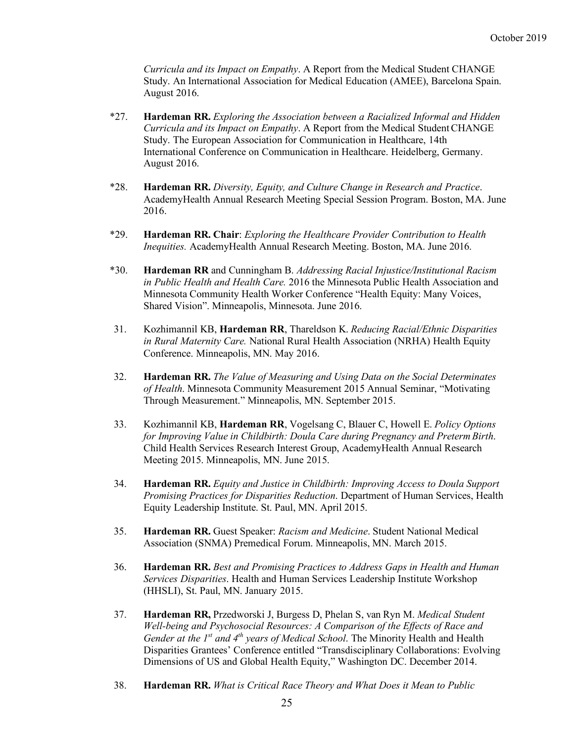*Curricula and its Impact on Empathy*. A Report from the Medical Student CHANGE Study. An International Association for Medical Education (AMEE), Barcelona Spain. August 2016.

*27. **Hardeman RR.** *Exploring the Association between a Racialized Informal and Hidden Curricula and its Impact on Empathy*. A Report from the Medical Student CHANGE Study. The European Association for Communication in Healthcare, 14th International Conference on Communication in Healthcare. Heidelberg, Germany. August 2016.

*28. **Hardeman RR.** *Diversity, Equity, and Culture Change in Research and Practice*. AcademyHealth Annual Research Meeting Special Session Program. Boston, MA. June 2016.

*29. **Hardeman RR. Chair**: *Exploring the Healthcare Provider Contribution to Health Inequities.* AcademyHealth Annual Research Meeting. Boston, MA. June 2016.

*30. **Hardeman RR** and Cunningham B. *Addressing Racial Injustice/Institutional Racism in Public Health and Health Care.* 2016 the Minnesota Public Health Association and Minnesota Community Health Worker Conference "Health Equity: Many Voices, Shared Vision". Minneapolis, Minnesota. June 2016.

31. Kozhimannil KB, **Hardeman RR**, Thareldson K. *Reducing Racial/Ethnic Disparities in Rural Maternity Care.* National Rural Health Association (NRHA) Health Equity Conference. Minneapolis, MN. May 2016.

32. **Hardeman RR.** *The Value of Measuring and Using Data on the Social Determinates of Health*. Minnesota Community Measurement 2015 Annual Seminar, "Motivating Through Measurement." Minneapolis, MN. September 2015.

33. Kozhimannil KB, **Hardeman RR**, Vogelsang C, Blauer C, Howell E. *Policy Options for Improving Value in Childbirth: Doula Care during Pregnancy and Preterm Birth*. Child Health Services Research Interest Group, AcademyHealth Annual Research Meeting 2015. Minneapolis, MN. June 2015.

34. **Hardeman RR.** *Equity and Justice in Childbirth: Improving Access to Doula Support Promising Practices for Disparities Reduction*. Department of Human Services, Health Equity Leadership Institute. St. Paul, MN. April 2015.

35. **Hardeman RR.** Guest Speaker: *Racism and Medicine*. Student National Medical Association (SNMA) Premedical Forum. Minneapolis, MN. March 2015.

36. **Hardeman RR.** *Best and Promising Practices to Address Gaps in Health and Human Services Disparities*. Health and Human Services Leadership Institute Workshop (HHSLI), St. Paul, MN. January 2015.

37. **Hardeman RR,** Przedworski J, Burgess D, Phelan S, van Ryn M. *Medical Student Well-being and Psychosocial Resources: A Comparison of the Effects of Race and Gender at the 1st and 4th years of Medical School*. The Minority Health and Health Disparities Grantees' Conference entitled "Transdisciplinary Collaborations: Evolving Dimensions of US and Global Health Equity," Washington DC. December 2014.

38. **Hardeman RR.** *What is Critical Race Theory and What Does it Mean to Public*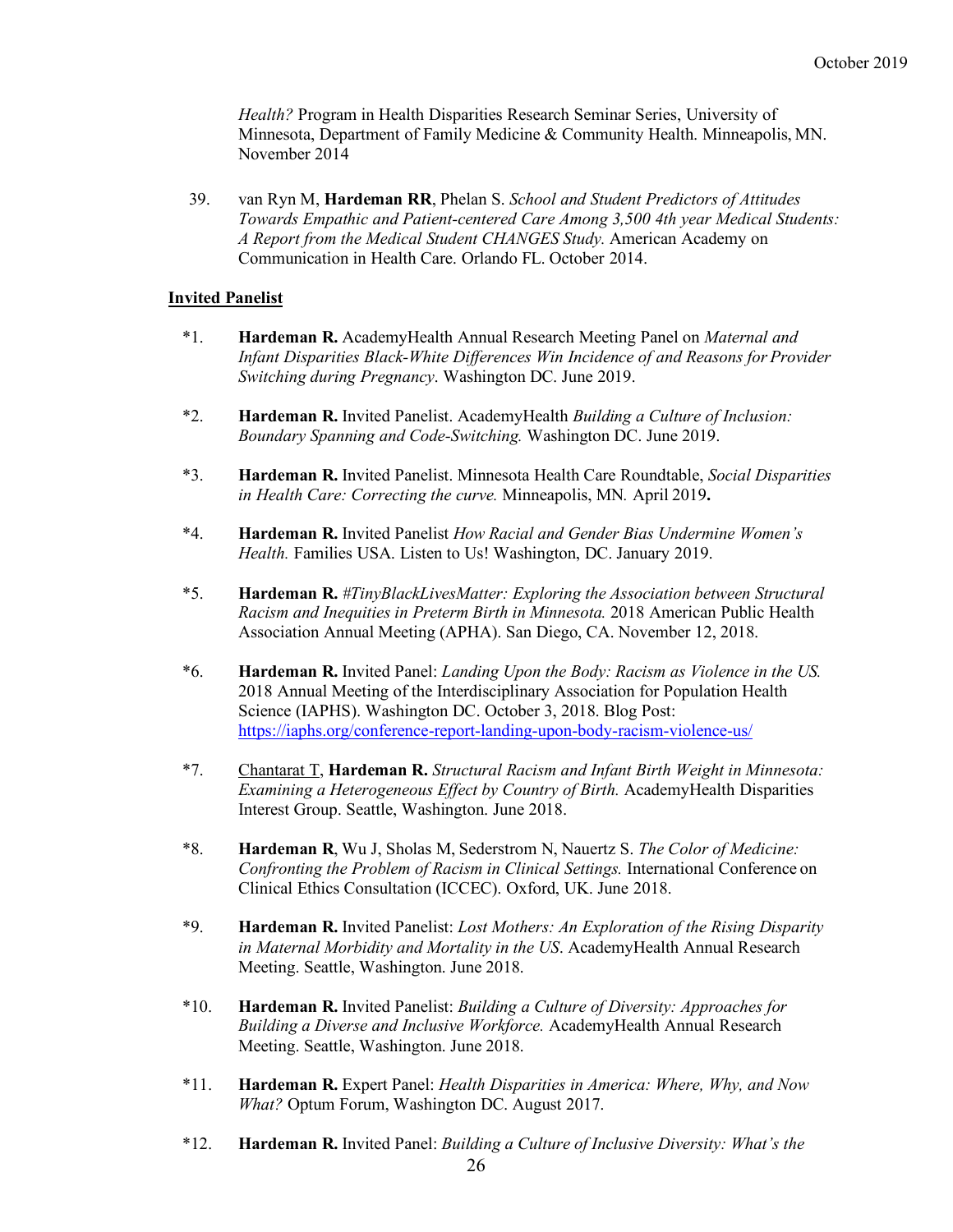*Health?* Program in Health Disparities Research Seminar Series, University of Minnesota, Department of Family Medicine & Community Health. Minneapolis, MN. November 2014

39. van Ryn M, **Hardeman RR**, Phelan S. *School and Student Predictors of Attitudes Towards Empathic and Patient-centered Care Among 3,500 4th year Medical Students: A Report from the Medical Student CHANGES Study.* American Academy on Communication in Health Care. Orlando FL. October 2014.

**Invited Panelist**

*1. **Hardeman R.** AcademyHealth Annual Research Meeting Panel on *Maternal and Infant Disparities Black-White Differences Win Incidence of and Reasons for Provider Switching during Pregnancy*. Washington DC. June 2019.

*2. **Hardeman R.** Invited Panelist. AcademyHealth *Building a Culture of Inclusion: Boundary Spanning and Code-Switching.* Washington DC. June 2019.

*3. **Hardeman R.** Invited Panelist. Minnesota Health Care Roundtable, *Social Disparities in Health Care: Correcting the curve.* Minneapolis, MN. April 2019**.**

*4. **Hardeman R.** Invited Panelist *How Racial and Gender Bias Undermine Women's Health.* Families USA. Listen to Us! Washington, DC. January 2019.

*5. **Hardeman R.** *#TinyBlackLivesMatter: Exploring the Association between Structural Racism and Inequities in Preterm Birth in Minnesota.* 2018 American Public Health Association Annual Meeting (APHA). San Diego, CA. November 12, 2018.

*6. **Hardeman R.** Invited Panel: *Landing Upon the Body: Racism as Violence in the US.* 2018 Annual Meeting of the Interdisciplinary Association for Population Health Science (IAPHS). Washington DC. October 3, 2018. Blog Post: https://iaphs.org/conference-report-landing-upon-body-racism-violence-us/

*7. Chantarat T, **Hardeman R.** *Structural Racism and Infant Birth Weight in Minnesota: Examining a Heterogeneous Effect by Country of Birth.* AcademyHealth Disparities Interest Group. Seattle, Washington. June 2018.

*8. **Hardeman R**, Wu J, Sholas M, Sederstrom N, Nauertz S. *The Color of Medicine: Confronting the Problem of Racism in Clinical Settings.* International Conference on Clinical Ethics Consultation (ICCEC). Oxford, UK. June 2018.

*9. **Hardeman R.** Invited Panelist: *Lost Mothers: An Exploration of the Rising Disparity in Maternal Morbidity and Mortality in the US*. AcademyHealth Annual Research Meeting. Seattle, Washington. June 2018.

*10. **Hardeman R.** Invited Panelist: *Building a Culture of Diversity: Approaches for Building a Diverse and Inclusive Workforce.* AcademyHealth Annual Research Meeting. Seattle, Washington. June 2018.

*11. **Hardeman R.** Expert Panel: *Health Disparities in America: Where, Why, and Now What?* Optum Forum, Washington DC. August 2017.

*12. **Hardeman R.** Invited Panel: *Building a Culture of Inclusive Diversity: What's the*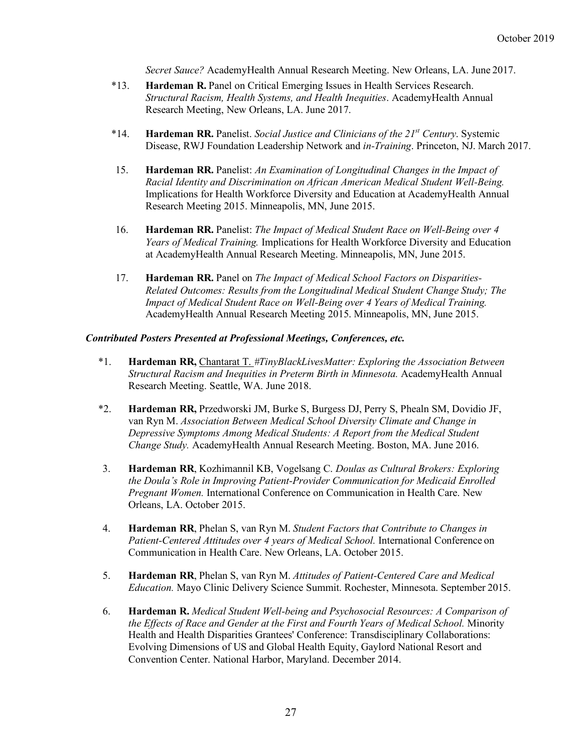*Secret Sauce?* AcademyHealth Annual Research Meeting. New Orleans, LA. June 2017.

*13. **Hardeman R.** Panel on Critical Emerging Issues in Health Services Research. *Structural Racism, Health Systems, and Health Inequities*. AcademyHealth Annual Research Meeting, New Orleans, LA. June 2017.

*14. **Hardeman RR.** Panelist. *Social Justice and Clinicians of the 21st Century*. Systemic Disease, RWJ Foundation Leadership Network and *in-Training*. Princeton, NJ. March 2017.

15. **Hardeman RR.** Panelist: *An Examination of Longitudinal Changes in the Impact of Racial Identity and Discrimination on African American Medical Student Well-Being.* Implications for Health Workforce Diversity and Education at AcademyHealth Annual Research Meeting 2015. Minneapolis, MN, June 2015.

16. **Hardeman RR.** Panelist: *The Impact of Medical Student Race on Well-Being over 4 Years of Medical Training.* Implications for Health Workforce Diversity and Education at AcademyHealth Annual Research Meeting. Minneapolis, MN, June 2015.

17. **Hardeman RR.** Panel on *The Impact of Medical School Factors on Disparities-Related Outcomes: Results from the Longitudinal Medical Student Change Study; The Impact of Medical Student Race on Well-Being over 4 Years of Medical Training.* AcademyHealth Annual Research Meeting 2015. Minneapolis, MN, June 2015.

***Contributed Posters Presented at Professional Meetings, Conferences, etc.***

*1. **Hardeman RR,** Chantarat T. *#TinyBlackLivesMatter: Exploring the Association Between Structural Racism and Inequities in Preterm Birth in Minnesota.* AcademyHealth Annual Research Meeting. Seattle, WA. June 2018.

*2. **Hardeman RR,** Przedworski JM, Burke S, Burgess DJ, Perry S, Phealn SM, Dovidio JF, van Ryn M. *Association Between Medical School Diversity Climate and Change in Depressive Symptoms Among Medical Students: A Report from the Medical Student Change Study.* AcademyHealth Annual Research Meeting. Boston, MA. June 2016.

3. **Hardeman RR**, Kozhimannil KB, Vogelsang C. *Doulas as Cultural Brokers: Exploring the Doula's Role in Improving Patient-Provider Communication for Medicaid Enrolled Pregnant Women.* International Conference on Communication in Health Care. New Orleans, LA. October 2015.

4. **Hardeman RR**, Phelan S, van Ryn M. *Student Factors that Contribute to Changes in Patient-Centered Attitudes over 4 years of Medical School.* International Conference on Communication in Health Care. New Orleans, LA. October 2015.

5. **Hardeman RR**, Phelan S, van Ryn M. *Attitudes of Patient-Centered Care and Medical Education.* Mayo Clinic Delivery Science Summit. Rochester, Minnesota. September 2015.

6. **Hardeman R.** *Medical Student Well-being and Psychosocial Resources: A Comparison of the Effects of Race and Gender at the First and Fourth Years of Medical School.* Minority Health and Health Disparities Grantees' Conference: Transdisciplinary Collaborations: Evolving Dimensions of US and Global Health Equity, Gaylord National Resort and Convention Center. National Harbor, Maryland. December 2014.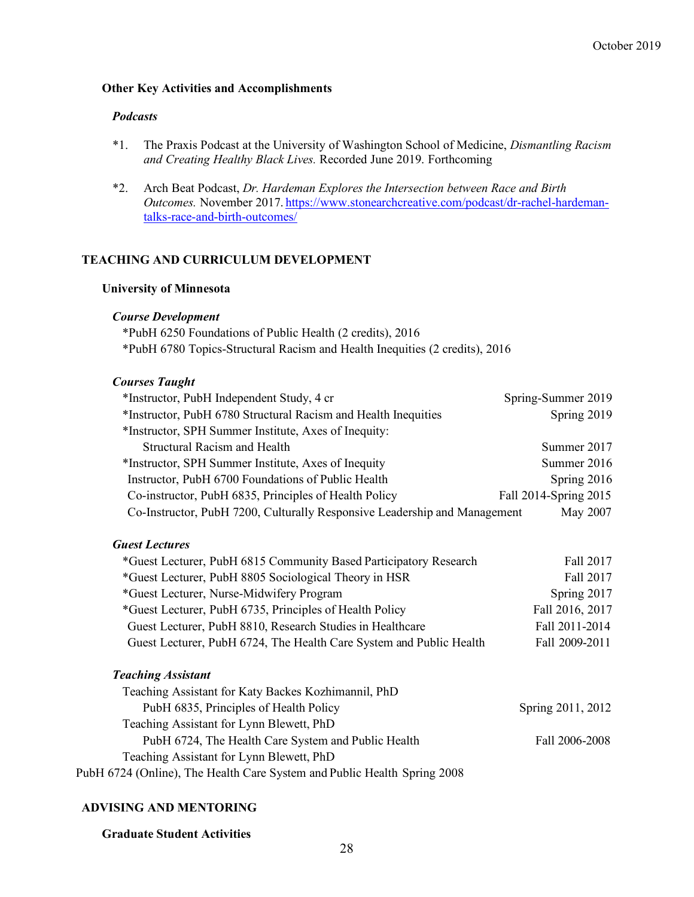### Other Key Activities and Accomplishments

#### *Podcasts*

*1. The Praxis Podcast at the University of Washington School of Medicine, *Dismantling Racism and Creating Healthy Black Lives.* Recorded June 2019. Forthcoming

*2. Arch Beat Podcast, *Dr. Hardeman Explores the Intersection between Race and Birth Outcomes.* November 2017. https://www.stonearchcreative.com/podcast/dr-rachel-hardeman-talks-race-and-birth-outcomes/

## TEACHING AND CURRICULUM DEVELOPMENT

### University of Minnesota

#### *Course Development*

*PubH 6250 Foundations of Public Health (2 credits), 2016
*PubH 6780 Topics-Structural Racism and Health Inequities (2 credits), 2016

#### *Courses Taught*

| | |
|---|---|
| *Instructor, PubH Independent Study, 4 cr | Spring-Summer 2019 |
| *Instructor, PubH 6780 Structural Racism and Health Inequities | Spring 2019 |
| *Instructor, SPH Summer Institute, Axes of Inequity: Structural Racism and Health | Summer 2017 |
| *Instructor, SPH Summer Institute, Axes of Inequity | Summer 2016 |
| Instructor, PubH 6700 Foundations of Public Health | Spring 2016 |
| Co-instructor, PubH 6835, Principles of Health Policy | Fall 2014-Spring 2015 |
| Co-Instructor, PubH 7200, Culturally Responsive Leadership and Management | May 2007 |

#### *Guest Lectures*

| | |
|---|---|
| *Guest Lecturer, PubH 6815 Community Based Participatory Research | Fall 2017 |
| *Guest Lecturer, PubH 8805 Sociological Theory in HSR | Fall 2017 |
| *Guest Lecturer, Nurse-Midwifery Program | Spring 2017 |
| *Guest Lecturer, PubH 6735, Principles of Health Policy | Fall 2016, 2017 |
| Guest Lecturer, PubH 8810, Research Studies in Healthcare | Fall 2011-2014 |
| Guest Lecturer, PubH 6724, The Health Care System and Public Health | Fall 2009-2011 |

#### *Teaching Assistant*

| | |
|---|---|
| Teaching Assistant for Katy Backes Kozhimannil, PhD<br>PubH 6835, Principles of Health Policy | Spring 2011, 2012 |
| Teaching Assistant for Lynn Blewett, PhD<br>PubH 6724, The Health Care System and Public Health | Fall 2006-2008 |
| Teaching Assistant for Lynn Blewett, PhD<br>PubH 6724 (Online), The Health Care System and Public Health | Spring 2008 |

## ADVISING AND MENTORING

### Graduate Student Activities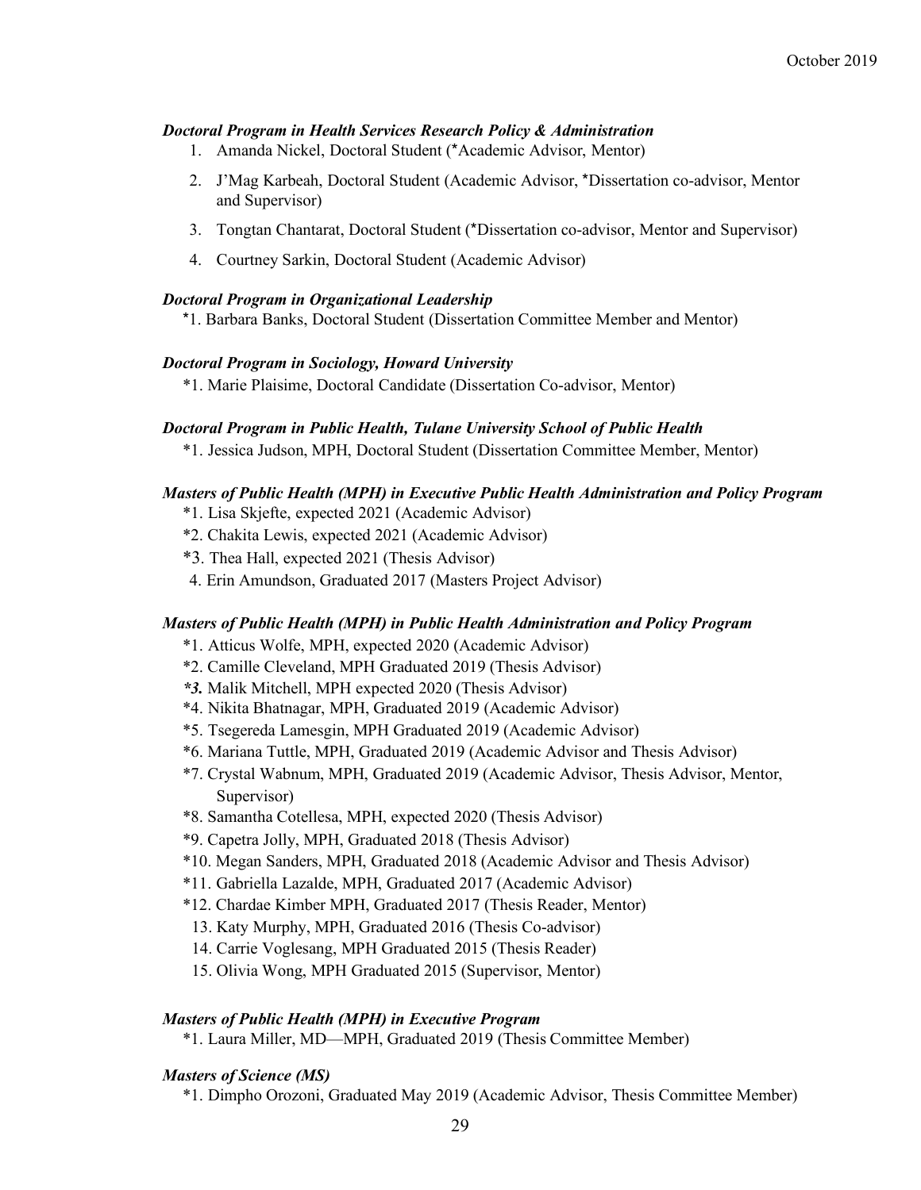### *Doctoral Program in Health Services Research Policy & Administration*

1. Amanda Nickel, Doctoral Student (*Academic Advisor, Mentor)
2. J'Mag Karbeah, Doctoral Student (Academic Advisor, *Dissertation co-advisor, Mentor and Supervisor)
3. Tongtan Chantarat, Doctoral Student (*Dissertation co-advisor, Mentor and Supervisor)
4. Courtney Sarkin, Doctoral Student (Academic Advisor)

### *Doctoral Program in Organizational Leadership*

*1. Barbara Banks, Doctoral Student (Dissertation Committee Member and Mentor)

### *Doctoral Program in Sociology, Howard University*

*1. Marie Plaisime, Doctoral Candidate (Dissertation Co-advisor, Mentor)

### *Doctoral Program in Public Health, Tulane University School of Public Health*

*1. Jessica Judson, MPH, Doctoral Student (Dissertation Committee Member, Mentor)

### *Masters of Public Health (MPH) in Executive Public Health Administration and Policy Program*

*1. Lisa Skjefte, expected 2021 (Academic Advisor)
*2. Chakita Lewis, expected 2021 (Academic Advisor)
*3. Thea Hall, expected 2021 (Thesis Advisor)
4. Erin Amundson, Graduated 2017 (Masters Project Advisor)

### *Masters of Public Health (MPH) in Public Health Administration and Policy Program*

*1. Atticus Wolfe, MPH, expected 2020 (Academic Advisor)
*2. Camille Cleveland, MPH Graduated 2019 (Thesis Advisor)
***3.*** Malik Mitchell, MPH expected 2020 (Thesis Advisor)
*4. Nikita Bhatnagar, MPH, Graduated 2019 (Academic Advisor)
*5. Tsegereda Lamesgin, MPH Graduated 2019 (Academic Advisor)
*6. Mariana Tuttle, MPH, Graduated 2019 (Academic Advisor and Thesis Advisor)
*7. Crystal Wabnum, MPH, Graduated 2019 (Academic Advisor, Thesis Advisor, Mentor, Supervisor)
*8. Samantha Cotellesa, MPH, expected 2020 (Thesis Advisor)
*9. Capetra Jolly, MPH, Graduated 2018 (Thesis Advisor)
*10. Megan Sanders, MPH, Graduated 2018 (Academic Advisor and Thesis Advisor)
*11. Gabriella Lazalde, MPH, Graduated 2017 (Academic Advisor)
*12. Chardae Kimber MPH, Graduated 2017 (Thesis Reader, Mentor)
13. Katy Murphy, MPH, Graduated 2016 (Thesis Co-advisor)
14. Carrie Voglesang, MPH Graduated 2015 (Thesis Reader)
15. Olivia Wong, MPH Graduated 2015 (Supervisor, Mentor)

### *Masters of Public Health (MPH) in Executive Program*

*1. Laura Miller, MD—MPH, Graduated 2019 (Thesis Committee Member)

### *Masters of Science (MS)*

*1. Dimpho Orozoni, Graduated May 2019 (Academic Advisor, Thesis Committee Member)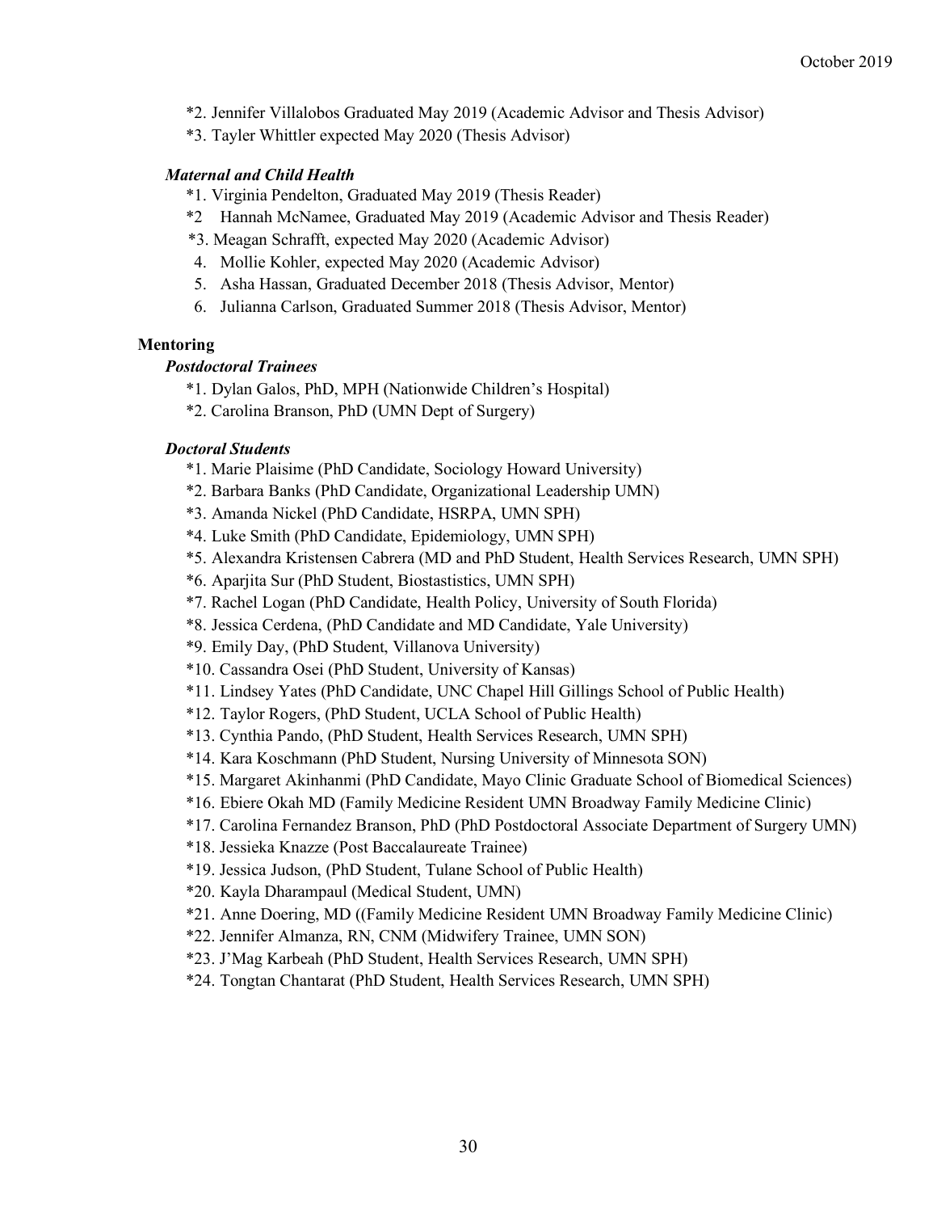*2. Jennifer Villalobos Graduated May 2019 (Academic Advisor and Thesis Advisor)

*3. Tayler Whittler expected May 2020 (Thesis Advisor)

***Maternal and Child Health***

*1. Virginia Pendelton, Graduated May 2019 (Thesis Reader)

*2 Hannah McNamee, Graduated May 2019 (Academic Advisor and Thesis Reader)

*3. Meagan Schrafft, expected May 2020 (Academic Advisor)

4. Mollie Kohler, expected May 2020 (Academic Advisor)

5. Asha Hassan, Graduated December 2018 (Thesis Advisor, Mentor)

6. Julianna Carlson, Graduated Summer 2018 (Thesis Advisor, Mentor)

**Mentoring**

***Postdoctoral Trainees***

*1. Dylan Galos, PhD, MPH (Nationwide Children's Hospital)

*2. Carolina Branson, PhD (UMN Dept of Surgery)

***Doctoral Students***

*1. Marie Plaisime (PhD Candidate, Sociology Howard University)

*2. Barbara Banks (PhD Candidate, Organizational Leadership UMN)

*3. Amanda Nickel (PhD Candidate, HSRPA, UMN SPH)

*4. Luke Smith (PhD Candidate, Epidemiology, UMN SPH)

*5. Alexandra Kristensen Cabrera (MD and PhD Student, Health Services Research, UMN SPH)

*6. Aparjita Sur (PhD Student, Biostastistics, UMN SPH)

*7. Rachel Logan (PhD Candidate, Health Policy, University of South Florida)

*8. Jessica Cerdena, (PhD Candidate and MD Candidate, Yale University)

*9. Emily Day, (PhD Student, Villanova University)

*10. Cassandra Osei (PhD Student, University of Kansas)

*11. Lindsey Yates (PhD Candidate, UNC Chapel Hill Gillings School of Public Health)

*12. Taylor Rogers, (PhD Student, UCLA School of Public Health)

*13. Cynthia Pando, (PhD Student, Health Services Research, UMN SPH)

*14. Kara Koschmann (PhD Student, Nursing University of Minnesota SON)

*15. Margaret Akinhanmi (PhD Candidate, Mayo Clinic Graduate School of Biomedical Sciences)

*16. Ebiere Okah MD (Family Medicine Resident UMN Broadway Family Medicine Clinic)

*17. Carolina Fernandez Branson, PhD (PhD Postdoctoral Associate Department of Surgery UMN)

*18. Jessieka Knazze (Post Baccalaureate Trainee)

*19. Jessica Judson, (PhD Student, Tulane School of Public Health)

*20. Kayla Dharampaul (Medical Student, UMN)

*21. Anne Doering, MD ((Family Medicine Resident UMN Broadway Family Medicine Clinic)

*22. Jennifer Almanza, RN, CNM (Midwifery Trainee, UMN SON)

*23. J'Mag Karbeah (PhD Student, Health Services Research, UMN SPH)

*24. Tongtan Chantarat (PhD Student, Health Services Research, UMN SPH)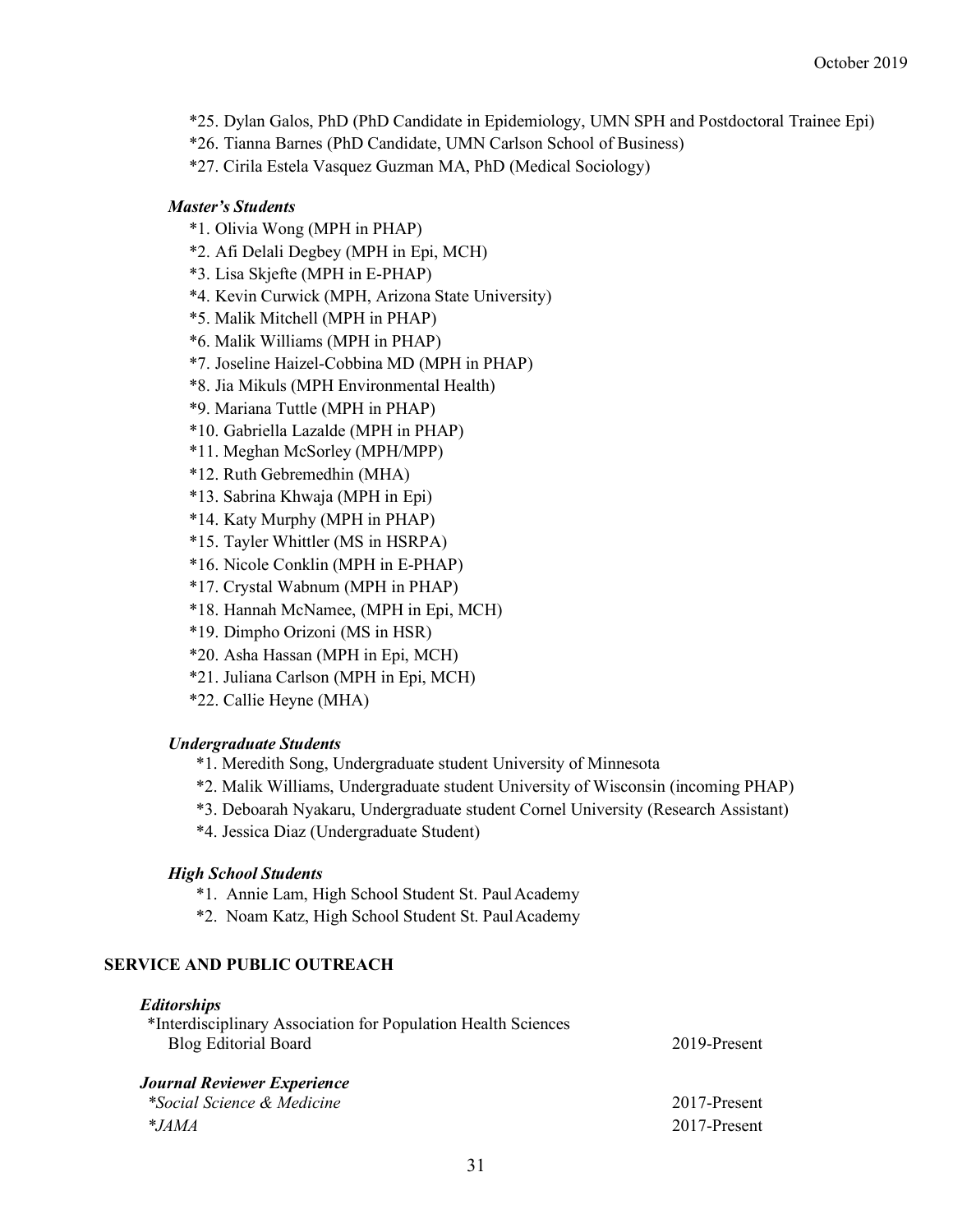*25. Dylan Galos, PhD (PhD Candidate in Epidemiology, UMN SPH and Postdoctoral Trainee Epi)
*26. Tianna Barnes (PhD Candidate, UMN Carlson School of Business)
*27. Cirila Estela Vasquez Guzman MA, PhD (Medical Sociology)

### *Master's Students*

*1. Olivia Wong (MPH in PHAP)
*2. Afi Delali Degbey (MPH in Epi, MCH)
*3. Lisa Skjefte (MPH in E-PHAP)
*4. Kevin Curwick (MPH, Arizona State University)
*5. Malik Mitchell (MPH in PHAP)
*6. Malik Williams (MPH in PHAP)
*7. Joseline Haizel-Cobbina MD (MPH in PHAP)
*8. Jia Mikuls (MPH Environmental Health)
*9. Mariana Tuttle (MPH in PHAP)
*10. Gabriella Lazalde (MPH in PHAP)
*11. Meghan McSorley (MPH/MPP)
*12. Ruth Gebremedhin (MHA)
*13. Sabrina Khwaja (MPH in Epi)
*14. Katy Murphy (MPH in PHAP)
*15. Tayler Whittler (MS in HSRPA)
*16. Nicole Conklin (MPH in E-PHAP)
*17. Crystal Wabnum (MPH in PHAP)
*18. Hannah McNamee, (MPH in Epi, MCH)
*19. Dimpho Orizoni (MS in HSR)
*20. Asha Hassan (MPH in Epi, MCH)
*21. Juliana Carlson (MPH in Epi, MCH)
*22. Callie Heyne (MHA)

### *Undergraduate Students*

*1. Meredith Song, Undergraduate student University of Minnesota
*2. Malik Williams, Undergraduate student University of Wisconsin (incoming PHAP)
*3. Deboarah Nyakaru, Undergraduate student Cornel University (Research Assistant)
*4. Jessica Diaz (Undergraduate Student)

### *High School Students*

*1. Annie Lam, High School Student St. Paul Academy
*2. Noam Katz, High School Student St. Paul Academy

## SERVICE AND PUBLIC OUTREACH

### *Editorships*

*Interdisciplinary Association for Population Health Sciences Blog Editorial Board — 2019-Present

### *Journal Reviewer Experience*

**Social Science & Medicine* — 2017-Present
**JAMA* — 2017-Present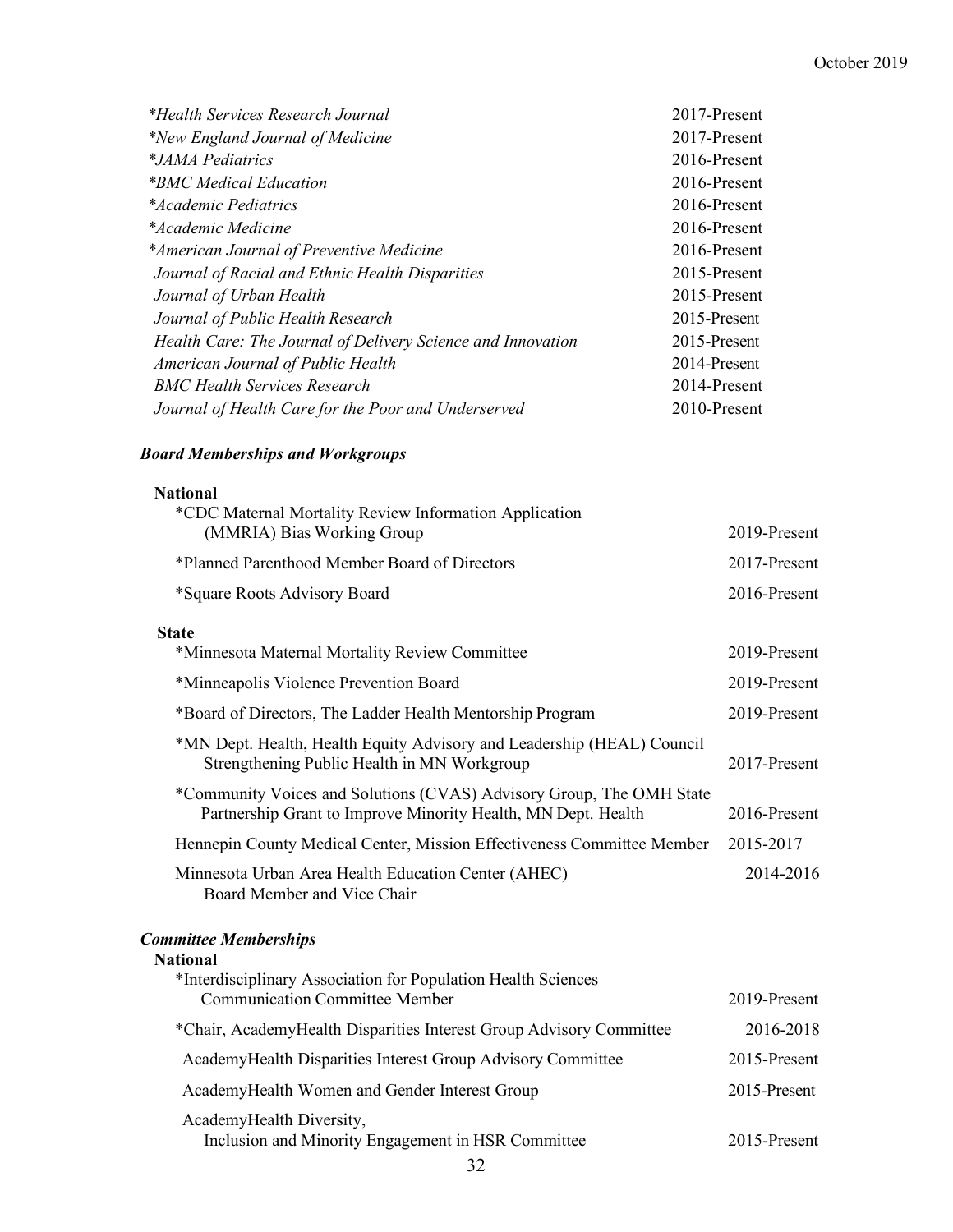| | |
|---|---|
| **Health Services Research Journal* | 2017-Present |
| **New England Journal of Medicine* | 2017-Present |
| **JAMA Pediatrics* | 2016-Present |
| **BMC Medical Education* | 2016-Present |
| **Academic Pediatrics* | 2016-Present |
| **Academic Medicine* | 2016-Present |
| **American Journal of Preventive Medicine* | 2016-Present |
| *Journal of Racial and Ethnic Health Disparities* | 2015-Present |
| *Journal of Urban Health* | 2015-Present |
| *Journal of Public Health Research* | 2015-Present |
| *Health Care: The Journal of Delivery Science and Innovation* | 2015-Present |
| *American Journal of Public Health* | 2014-Present |
| *BMC Health Services Research* | 2014-Present |
| *Journal of Health Care for the Poor and Underserved* | 2010-Present |

### ***Board Memberships and Workgroups***

**National**

| | |
|---|---|
| *CDC Maternal Mortality Review Information Application (MMRIA) Bias Working Group | 2019-Present |
| *Planned Parenthood Member Board of Directors | 2017-Present |
| *Square Roots Advisory Board | 2016-Present |

**State**

| | |
|---|---|
| *Minnesota Maternal Mortality Review Committee | 2019-Present |
| *Minneapolis Violence Prevention Board | 2019-Present |
| *Board of Directors, The Ladder Health Mentorship Program | 2019-Present |
| *MN Dept. Health, Health Equity Advisory and Leadership (HEAL) Council Strengthening Public Health in MN Workgroup | 2017-Present |
| *Community Voices and Solutions (CVAS) Advisory Group, The OMH State Partnership Grant to Improve Minority Health, MN Dept. Health | 2016-Present |
| Hennepin County Medical Center, Mission Effectiveness Committee Member | 2015-2017 |
| Minnesota Urban Area Health Education Center (AHEC) Board Member and Vice Chair | 2014-2016 |

### ***Committee Memberships***

**National**

| | |
|---|---|
| *Interdisciplinary Association for Population Health Sciences Communication Committee Member | 2019-Present |
| *Chair, AcademyHealth Disparities Interest Group Advisory Committee | 2016-2018 |
| AcademyHealth Disparities Interest Group Advisory Committee | 2015-Present |
| AcademyHealth Women and Gender Interest Group | 2015-Present |
| AcademyHealth Diversity, Inclusion and Minority Engagement in HSR Committee | 2015-Present |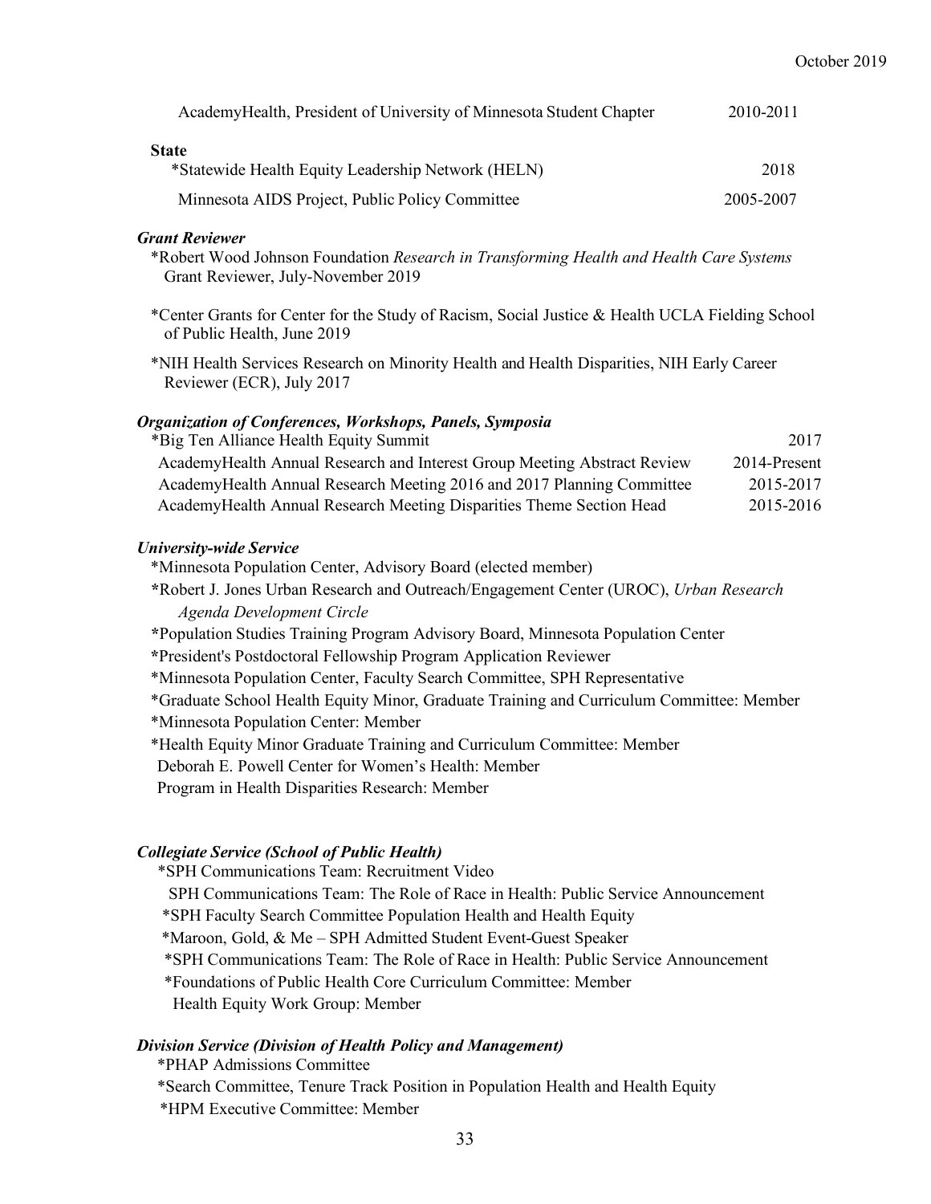AcademyHealth, President of University of Minnesota Student Chapter 2010-2011

**State**

*Statewide Health Equity Leadership Network (HELN) 2018

Minnesota AIDS Project, Public Policy Committee 2005-2007

***Grant Reviewer***

*Robert Wood Johnson Foundation *Research in Transforming Health and Health Care Systems* Grant Reviewer, July-November 2019

*Center Grants for Center for the Study of Racism, Social Justice & Health UCLA Fielding School of Public Health, June 2019

*NIH Health Services Research on Minority Health and Health Disparities, NIH Early Career Reviewer (ECR), July 2017

***Organization of Conferences, Workshops, Panels, Symposia***

*Big Ten Alliance Health Equity Summit 2017

AcademyHealth Annual Research and Interest Group Meeting Abstract Review 2014-Present

AcademyHealth Annual Research Meeting 2016 and 2017 Planning Committee 2015-2017

AcademyHealth Annual Research Meeting Disparities Theme Section Head 2015-2016

***University-wide Service***

*Minnesota Population Center, Advisory Board (elected member)

*Robert J. Jones Urban Research and Outreach/Engagement Center (UROC), *Urban Research Agenda Development Circle*

*Population Studies Training Program Advisory Board, Minnesota Population Center

*President's Postdoctoral Fellowship Program Application Reviewer

*Minnesota Population Center, Faculty Search Committee, SPH Representative

*Graduate School Health Equity Minor, Graduate Training and Curriculum Committee: Member

*Minnesota Population Center: Member

*Health Equity Minor Graduate Training and Curriculum Committee: Member

Deborah E. Powell Center for Women's Health: Member

Program in Health Disparities Research: Member

***Collegiate Service (School of Public Health)***

*SPH Communications Team: Recruitment Video

SPH Communications Team: The Role of Race in Health: Public Service Announcement

*SPH Faculty Search Committee Population Health and Health Equity

*Maroon, Gold, & Me – SPH Admitted Student Event-Guest Speaker

*SPH Communications Team: The Role of Race in Health: Public Service Announcement

*Foundations of Public Health Core Curriculum Committee: Member

Health Equity Work Group: Member

***Division Service (Division of Health Policy and Management)***

*PHAP Admissions Committee

*Search Committee, Tenure Track Position in Population Health and Health Equity

*HPM Executive Committee: Member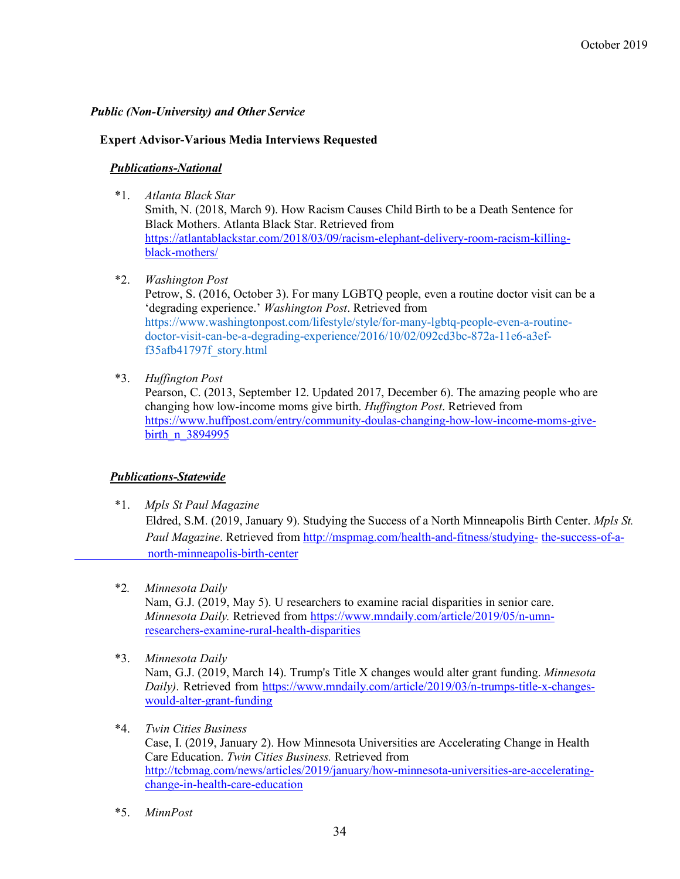***Public (Non-University) and Other Service***

**Expert Advisor-Various Media Interviews Requested**

***<u>Publications-National</u>***

*1. *Atlanta Black Star*
Smith, N. (2018, March 9). How Racism Causes Child Birth to be a Death Sentence for Black Mothers. Atlanta Black Star. Retrieved from https://atlantablackstar.com/2018/03/09/racism-elephant-delivery-room-racism-killing-black-mothers/

*2. *Washington Post*
Petrow, S. (2016, October 3). For many LGBTQ people, even a routine doctor visit can be a 'degrading experience.' *Washington Post*. Retrieved from https://www.washingtonpost.com/lifestyle/style/for-many-lgbtq-people-even-a-routine-doctor-visit-can-be-a-degrading-experience/2016/10/02/092cd3bc-872a-11e6-a3ef-f35afb41797f_story.html

*3. *Huffington Post*
Pearson, C. (2013, September 12. Updated 2017, December 6). The amazing people who are changing how low-income moms give birth. *Huffington Post*. Retrieved from https://www.huffpost.com/entry/community-doulas-changing-how-low-income-moms-give-birth_n_3894995

***<u>Publications-Statewide</u>***

*1. *Mpls St Paul Magazine*
Eldred, S.M. (2019, January 9). Studying the Success of a North Minneapolis Birth Center. *Mpls St. Paul Magazine*. Retrieved from http://mspmag.com/health-and-fitness/studying- the-success-of-a-north-minneapolis-birth-center

*2. *Minnesota Daily*
Nam, G.J. (2019, May 5). U researchers to examine racial disparities in senior care. *Minnesota Daily.* Retrieved from https://www.mndaily.com/article/2019/05/n-umn-researchers-examine-rural-health-disparities

*3. *Minnesota Daily*
Nam, G.J. (2019, March 14). Trump's Title X changes would alter grant funding. *Minnesota Daily)*. Retrieved from https://www.mndaily.com/article/2019/03/n-trumps-title-x-changes-would-alter-grant-funding

*4. *Twin Cities Business*
Case, I. (2019, January 2). How Minnesota Universities are Accelerating Change in Health Care Education. *Twin Cities Business.* Retrieved from http://tcbmag.com/news/articles/2019/january/how-minnesota-universities-are-accelerating-change-in-health-care-education

*5. *MinnPost*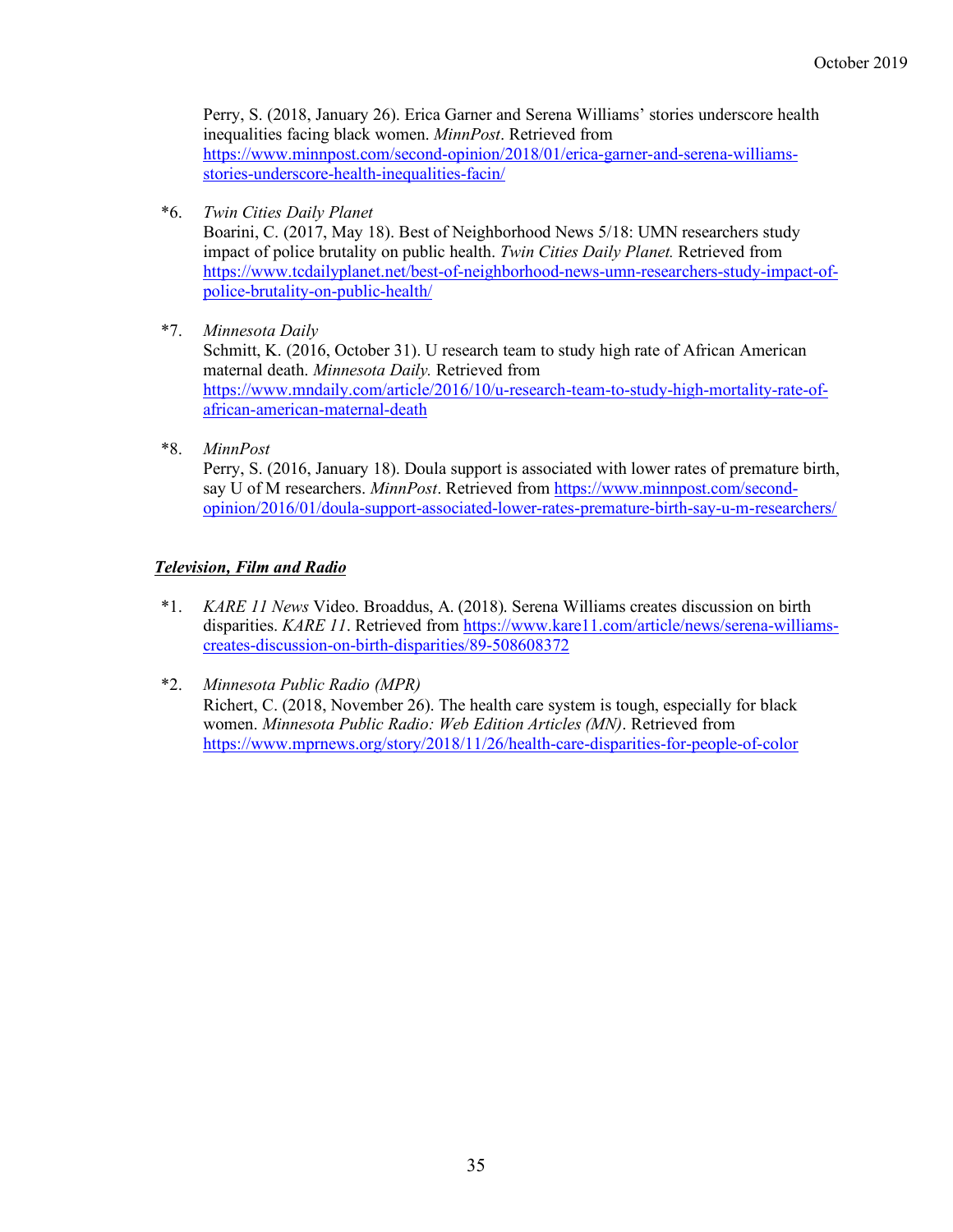Perry, S. (2018, January 26). Erica Garner and Serena Williams' stories underscore health inequalities facing black women. *MinnPost*. Retrieved from https://www.minnpost.com/second-opinion/2018/01/erica-garner-and-serena-williams-stories-underscore-health-inequalities-facin/

*6. *Twin Cities Daily Planet*
Boarini, C. (2017, May 18). Best of Neighborhood News 5/18: UMN researchers study impact of police brutality on public health. *Twin Cities Daily Planet.* Retrieved from https://www.tcdailyplanet.net/best-of-neighborhood-news-umn-researchers-study-impact-of-police-brutality-on-public-health/

*7. *Minnesota Daily*
Schmitt, K. (2016, October 31). U research team to study high rate of African American maternal death. *Minnesota Daily.* Retrieved from https://www.mndaily.com/article/2016/10/u-research-team-to-study-high-mortality-rate-of-african-american-maternal-death

*8. *MinnPost*
Perry, S. (2016, January 18). Doula support is associated with lower rates of premature birth, say U of M researchers. *MinnPost*. Retrieved from https://www.minnpost.com/second-opinion/2016/01/doula-support-associated-lower-rates-premature-birth-say-u-m-researchers/

***Television, Film and Radio***

*1. *KARE 11 News* Video. Broaddus, A. (2018). Serena Williams creates discussion on birth disparities. *KARE 11*. Retrieved from https://www.kare11.com/article/news/serena-williams-creates-discussion-on-birth-disparities/89-508608372

*2. *Minnesota Public Radio (MPR)*
Richert, C. (2018, November 26). The health care system is tough, especially for black women. *Minnesota Public Radio: Web Edition Articles (MN)*. Retrieved from https://www.mprnews.org/story/2018/11/26/health-care-disparities-for-people-of-color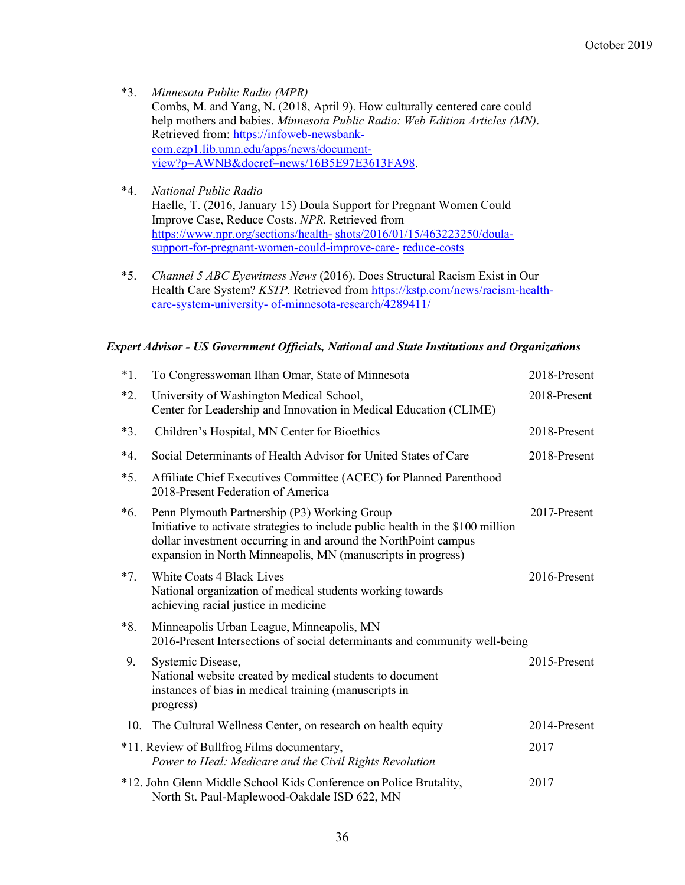*3. *Minnesota Public Radio (MPR)*
Combs, M. and Yang, N. (2018, April 9). How culturally centered care could help mothers and babies. *Minnesota Public Radio: Web Edition Articles (MN)*. Retrieved from: [https://infoweb-newsbank-com.ezp1.lib.umn.edu/apps/news/document-view?p=AWNB&docref=news/16B5E97E3613FA98](https://infoweb-newsbank-com.ezp1.lib.umn.edu/apps/news/document-view?p=AWNB&docref=news/16B5E97E3613FA98).

*4. *National Public Radio*
Haelle, T. (2016, January 15) Doula Support for Pregnant Women Could Improve Case, Reduce Costs. *NPR*. Retrieved from [https://www.npr.org/sections/health- shots/2016/01/15/463223250/doula-support-for-pregnant-women-could-improve-care- reduce-costs](https://www.npr.org/sections/health-shots/2016/01/15/463223250/doula-support-for-pregnant-women-could-improve-care-reduce-costs)

*5. *Channel 5 ABC Eyewitness News* (2016). Does Structural Racism Exist in Our Health Care System? *KSTP.* Retrieved from [https://kstp.com/news/racism-health-care-system-university- of-minnesota-research/4289411/](https://kstp.com/news/racism-health-care-system-university-of-minnesota-research/4289411/)

### *Expert Advisor - US Government Officials, National and State Institutions and Organizations*

*1. To Congresswoman Ilhan Omar, State of Minnesota — 2018-Present

*2. University of Washington Medical School,
Center for Leadership and Innovation in Medical Education (CLIME) — 2018-Present

*3. Children's Hospital, MN Center for Bioethics — 2018-Present

*4. Social Determinants of Health Advisor for United States of Care — 2018-Present

*5. Affiliate Chief Executives Committee (ACEC) for Planned Parenthood
2018-Present Federation of America

*6. Penn Plymouth Partnership (P3) Working Group — 2017-Present
Initiative to activate strategies to include public health in the $100 million dollar investment occurring in and around the NorthPoint campus expansion in North Minneapolis, MN (manuscripts in progress)

*7. White Coats 4 Black Lives — 2016-Present
National organization of medical students working towards achieving racial justice in medicine

*8. Minneapolis Urban League, Minneapolis, MN
2016-Present Intersections of social determinants and community well-being

9. Systemic Disease, — 2015-Present
National website created by medical students to document instances of bias in medical training (manuscripts in progress)

10. The Cultural Wellness Center, on research on health equity — 2014-Present

*11. Review of Bullfrog Films documentary, — 2017
*Power to Heal: Medicare and the Civil Rights Revolution*

*12. John Glenn Middle School Kids Conference on Police Brutality, — 2017
North St. Paul-Maplewood-Oakdale ISD 622, MN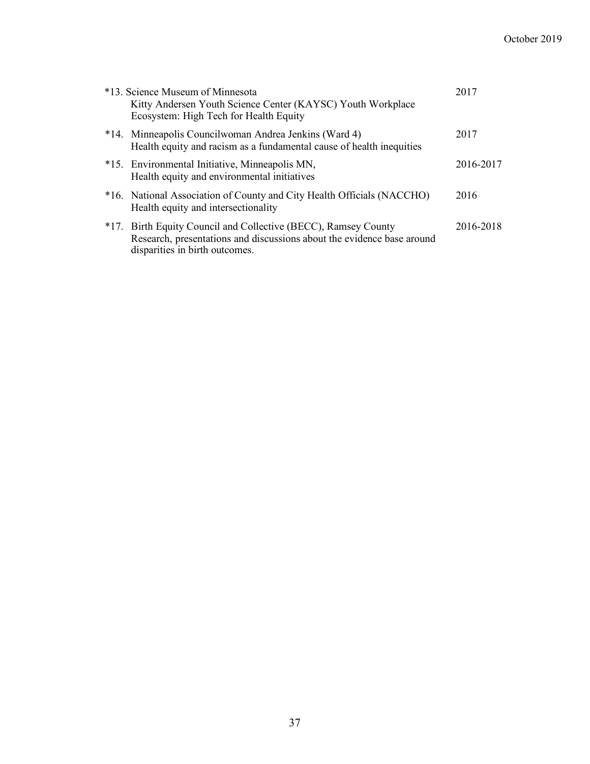*13. Science Museum of Minnesota
Kitty Andersen Youth Science Center (KAYSC) Youth Workplace Ecosystem: High Tech for Health Equity — 2017

*14. Minneapolis Councilwoman Andrea Jenkins (Ward 4)
Health equity and racism as a fundamental cause of health inequities — 2017

*15. Environmental Initiative, Minneapolis MN,
Health equity and environmental initiatives — 2016-2017

*16. National Association of County and City Health Officials (NACCHO)
Health equity and intersectionality — 2016

*17. Birth Equity Council and Collective (BECC), Ramsey County
Research, presentations and discussions about the evidence base around disparities in birth outcomes. — 2016-2018